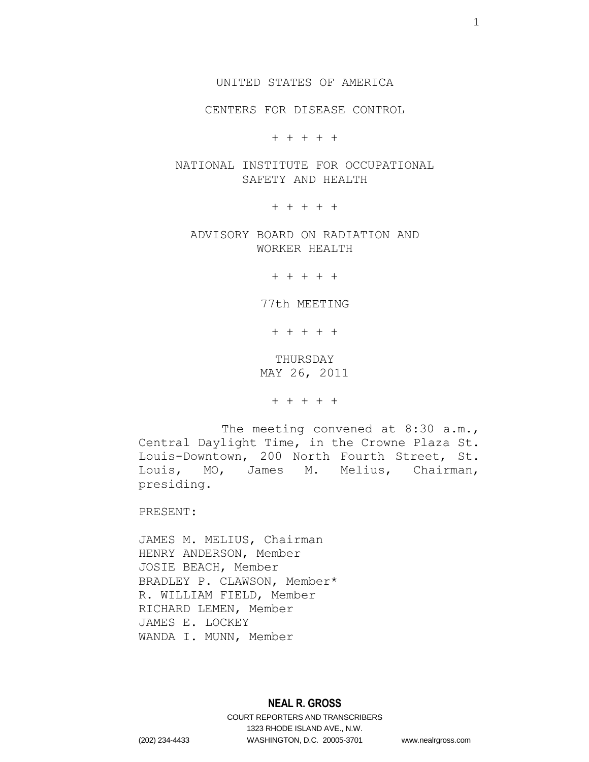UNITED STATES OF AMERICA

CENTERS FOR DISEASE CONTROL

+ + + + +

NATIONAL INSTITUTE FOR OCCUPATIONAL SAFETY AND HEALTH

+ + + + +

ADVISORY BOARD ON RADIATION AND WORKER HEALTH

+ + + + +

77th MEETING

+ + + + +

THURSDAY
MAY 26, 2011

+ + + + +

The meeting convened at 8:30 a.m., Central Daylight Time, in the Crowne Plaza St. Louis-Downtown, 200 North Fourth Street, St. Louis, MO, James M. Melius, Chairman, presiding.

PRESENT:

JAMES M. MELIUS, Chairman
HENRY ANDERSON, Member
JOSIE BEACH, Member
BRADLEY P. CLAWSON, Member*
R. WILLIAM FIELD, Member
RICHARD LEMEN, Member
JAMES E. LOCKEY
WANDA I. MUNN, Member

**NEAL R. GROSS**
COURT REPORTERS AND TRANSCRIBERS
1323 RHODE ISLAND AVE., N.W.
(202) 234-4433 WASHINGTON, D.C. 20005-3701 www.nealrgross.com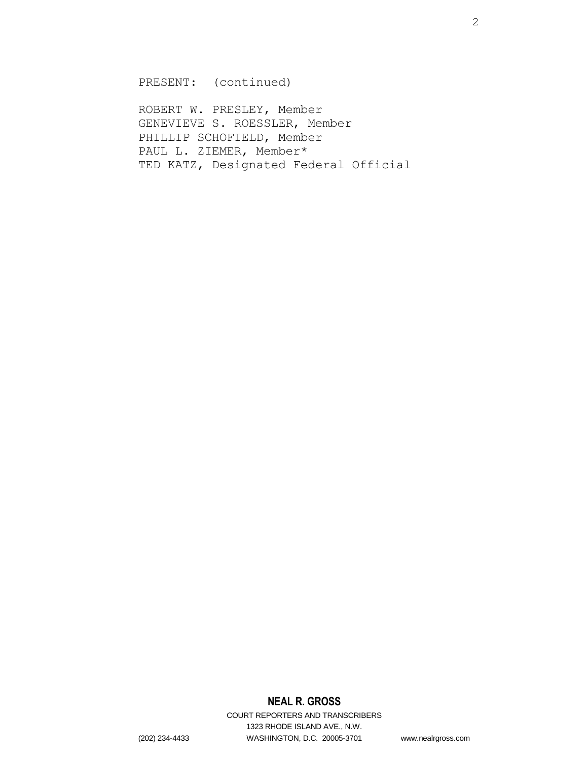PRESENT: (continued)

ROBERT W. PRESLEY, Member
GENEVIEVE S. ROESSLER, Member
PHILLIP SCHOFIELD, Member
PAUL L. ZIEMER, Member*
TED KATZ, Designated Federal Official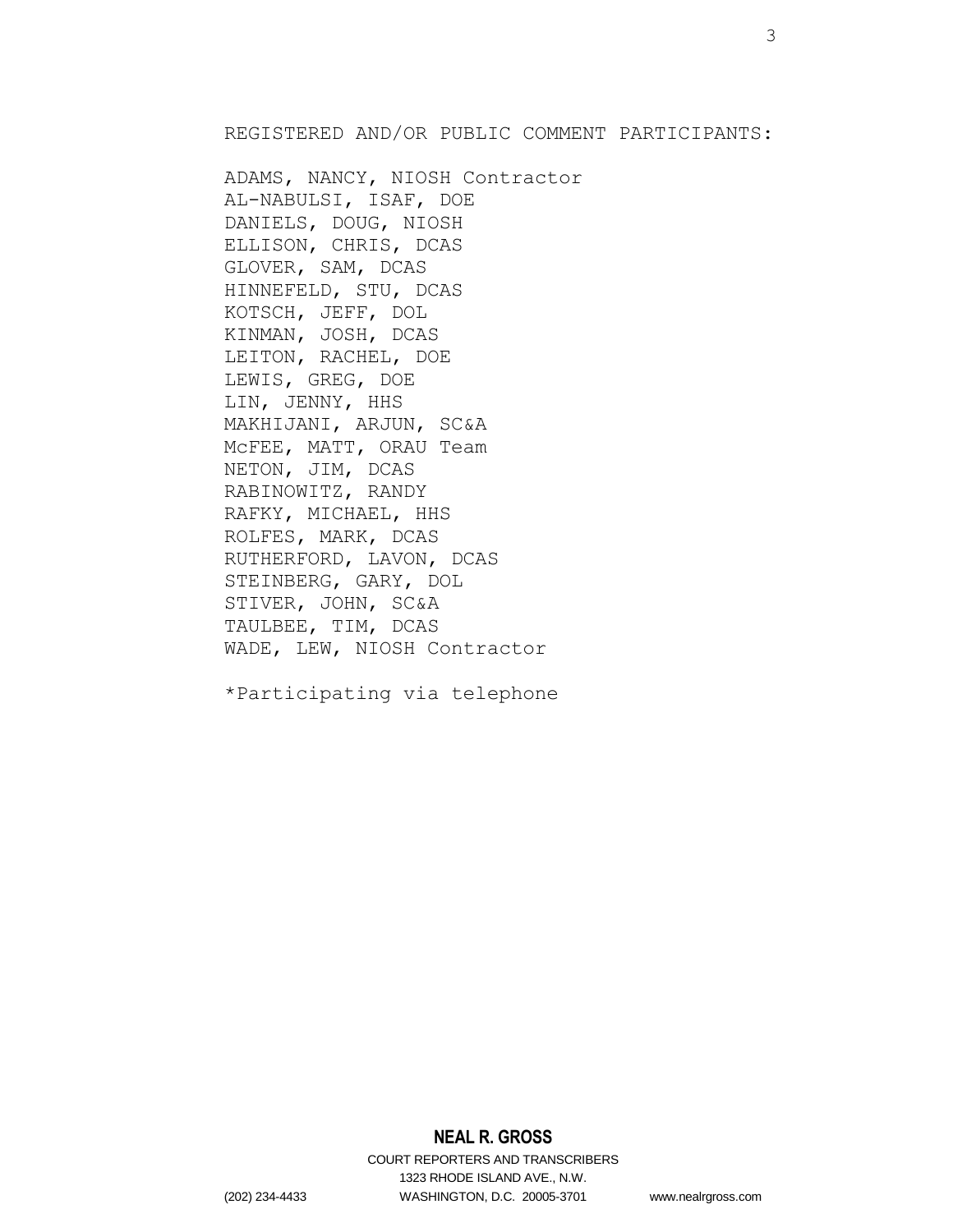REGISTERED AND/OR PUBLIC COMMENT PARTICIPANTS:

ADAMS, NANCY, NIOSH Contractor
AL-NABULSI, ISAF, DOE
DANIELS, DOUG, NIOSH
ELLISON, CHRIS, DCAS
GLOVER, SAM, DCAS
HINNEFELD, STU, DCAS
KOTSCH, JEFF, DOL
KINMAN, JOSH, DCAS
LEITON, RACHEL, DOE
LEWIS, GREG, DOE
LIN, JENNY, HHS
MAKHIJANI, ARJUN, SC&A
McFEE, MATT, ORAU Team
NETON, JIM, DCAS
RABINOWITZ, RANDY
RAFKY, MICHAEL, HHS
ROLFES, MARK, DCAS
RUTHERFORD, LAVON, DCAS
STEINBERG, GARY, DOL
STIVER, JOHN, SC&A
TAULBEE, TIM, DCAS
WADE, LEW, NIOSH Contractor

*Participating via telephone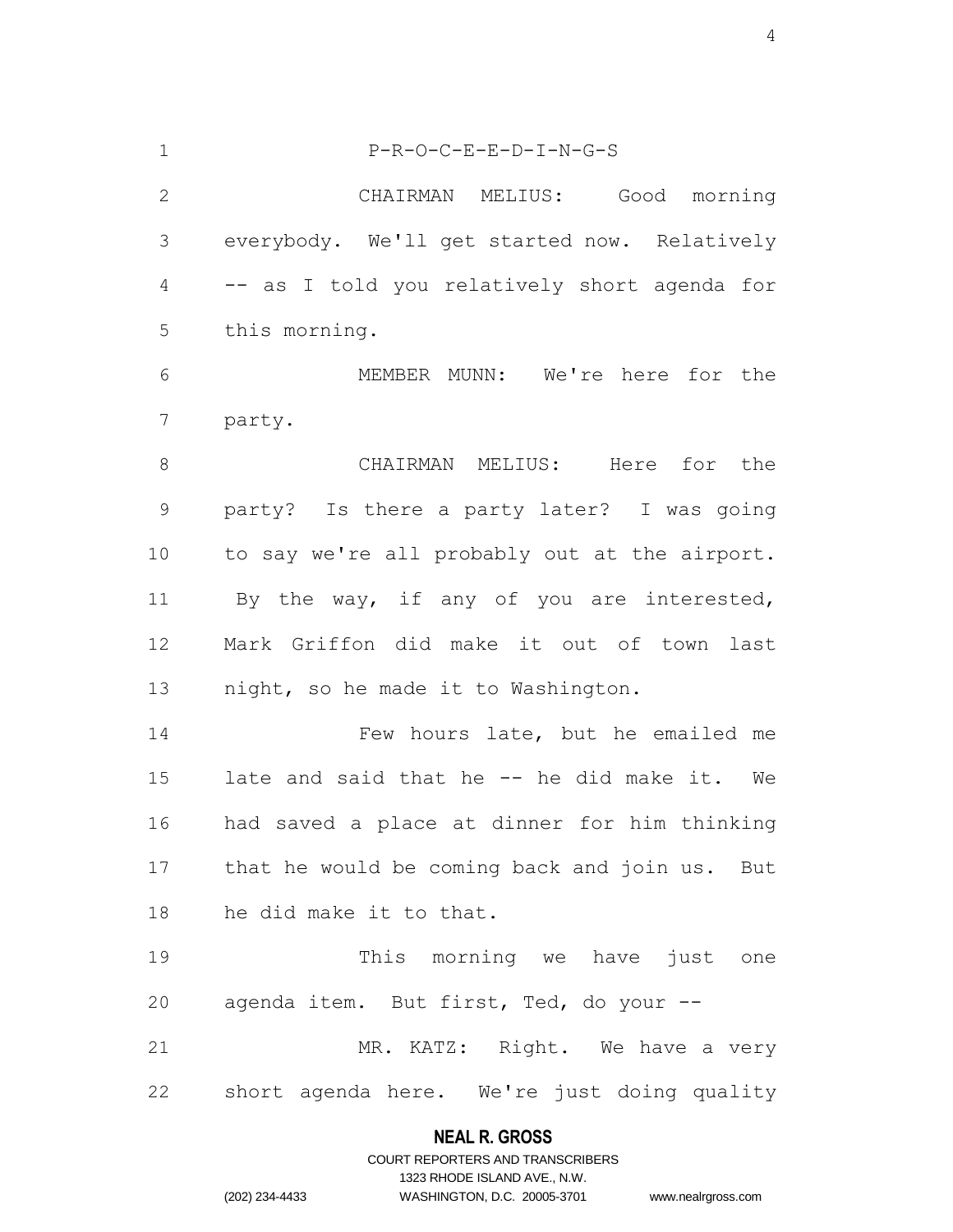P-R-O-C-E-E-D-I-N-G-S

CHAIRMAN MELIUS: Good morning everybody. We'll get started now. Relatively -- as I told you relatively short agenda for this morning.

MEMBER MUNN: We're here for the party.

CHAIRMAN MELIUS: Here for the party? Is there a party later? I was going to say we're all probably out at the airport. By the way, if any of you are interested, Mark Griffon did make it out of town last night, so he made it to Washington.

Few hours late, but he emailed me late and said that he -- he did make it. We had saved a place at dinner for him thinking that he would be coming back and join us. But he did make it to that.

This morning we have just one agenda item. But first, Ted, do your --

MR. KATZ: Right. We have a very short agenda here. We're just doing quality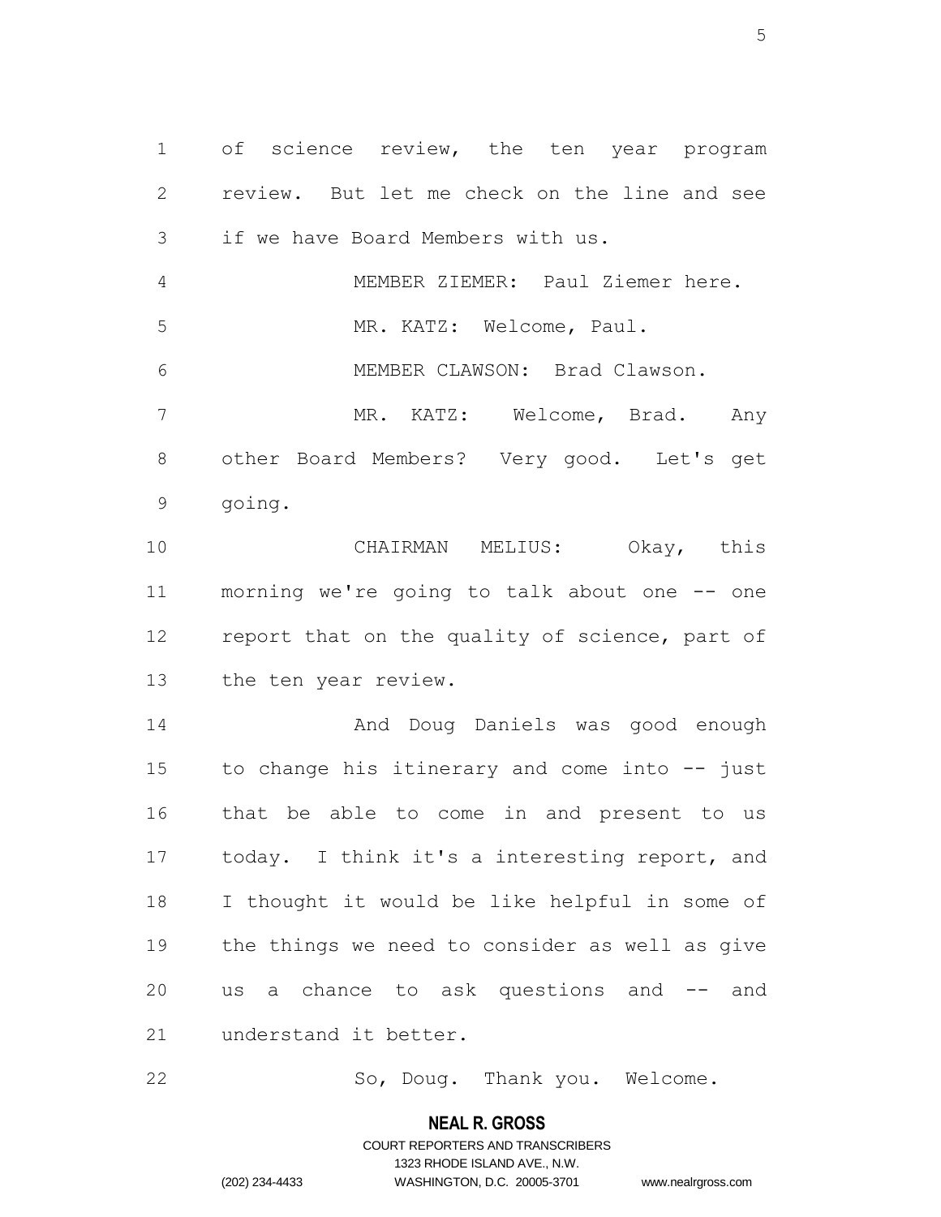of science review, the ten year program review. But let me check on the line and see if we have Board Members with us.

MEMBER ZIEMER: Paul Ziemer here.

MR. KATZ: Welcome, Paul.

MEMBER CLAWSON: Brad Clawson.

MR. KATZ: Welcome, Brad. Any other Board Members? Very good. Let's get going.

CHAIRMAN MELIUS: Okay, this morning we're going to talk about one -- one report that on the quality of science, part of the ten year review.

And Doug Daniels was good enough to change his itinerary and come into -- just that be able to come in and present to us today. I think it's a interesting report, and I thought it would be like helpful in some of the things we need to consider as well as give us a chance to ask questions and -- and understand it better.

So, Doug. Thank you. Welcome.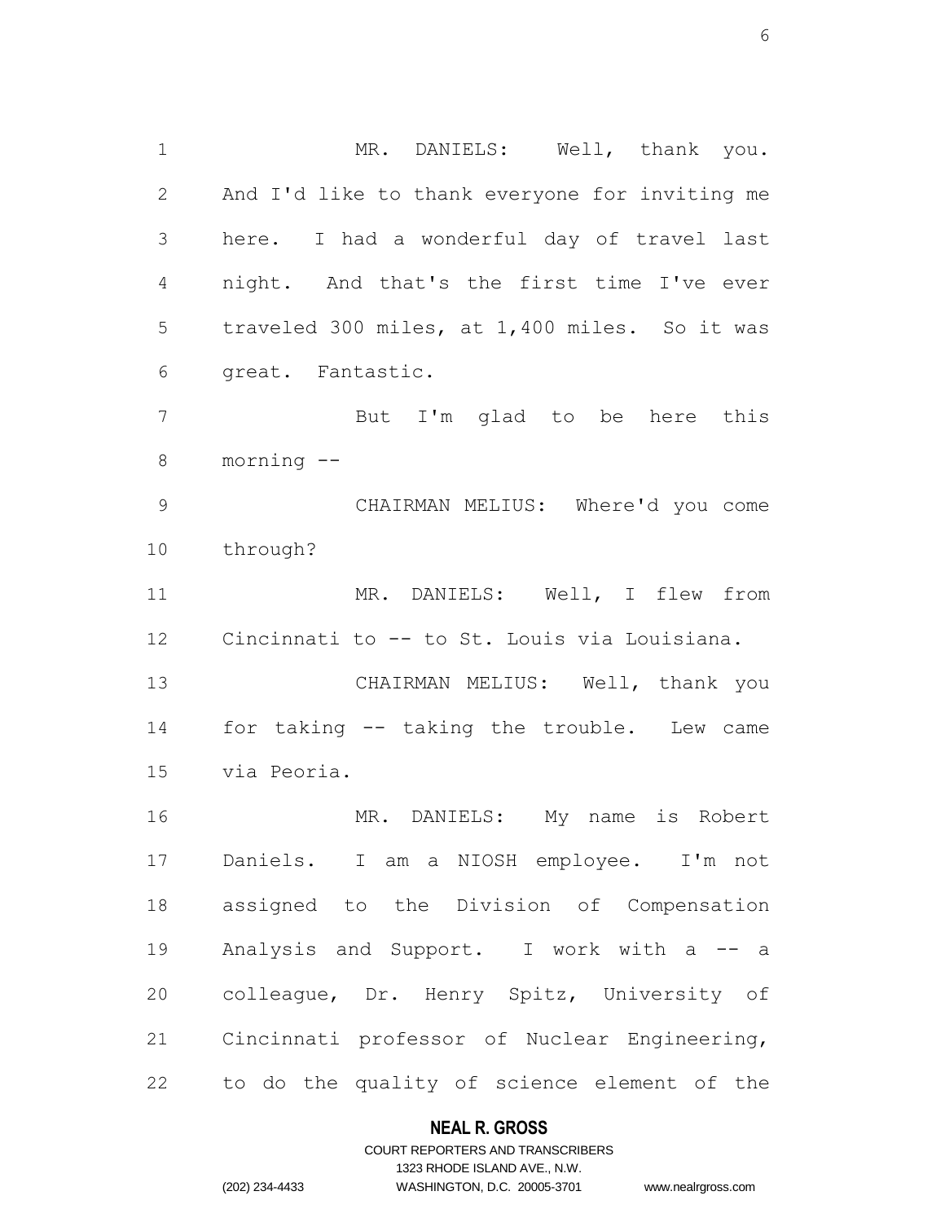MR. DANIELS: Well, thank you. And I'd like to thank everyone for inviting me here. I had a wonderful day of travel last night. And that's the first time I've ever traveled 300 miles, at 1,400 miles. So it was great. Fantastic.

But I'm glad to be here this morning --

CHAIRMAN MELIUS: Where'd you come through?

MR. DANIELS: Well, I flew from Cincinnati to -- to St. Louis via Louisiana.

CHAIRMAN MELIUS: Well, thank you for taking -- taking the trouble. Lew came via Peoria.

MR. DANIELS: My name is Robert Daniels. I am a NIOSH employee. I'm not assigned to the Division of Compensation Analysis and Support. I work with a -- a colleague, Dr. Henry Spitz, University of Cincinnati professor of Nuclear Engineering, to do the quality of science element of the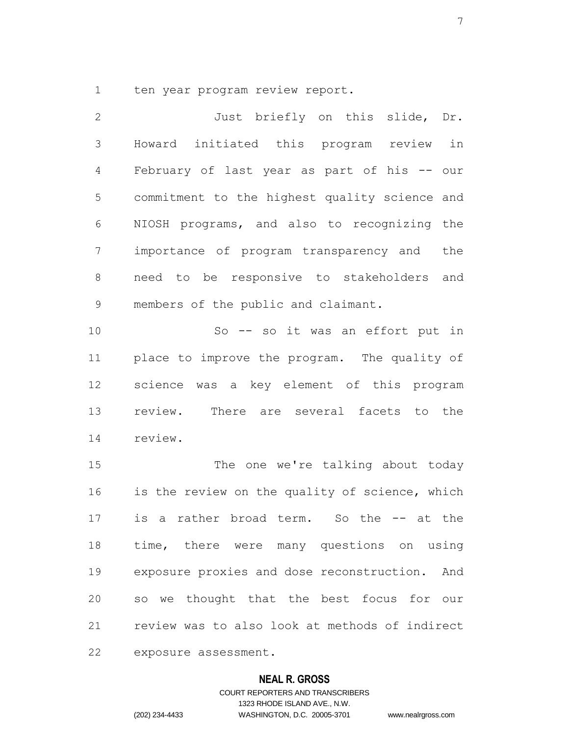ten year program review report.

Just briefly on this slide, Dr. Howard initiated this program review in February of last year as part of his -- our commitment to the highest quality science and NIOSH programs, and also to recognizing the importance of program transparency and the need to be responsive to stakeholders and members of the public and claimant.

So -- so it was an effort put in place to improve the program. The quality of science was a key element of this program review. There are several facets to the review.

The one we're talking about today is the review on the quality of science, which is a rather broad term. So the -- at the time, there were many questions on using exposure proxies and dose reconstruction. And so we thought that the best focus for our review was to also look at methods of indirect exposure assessment.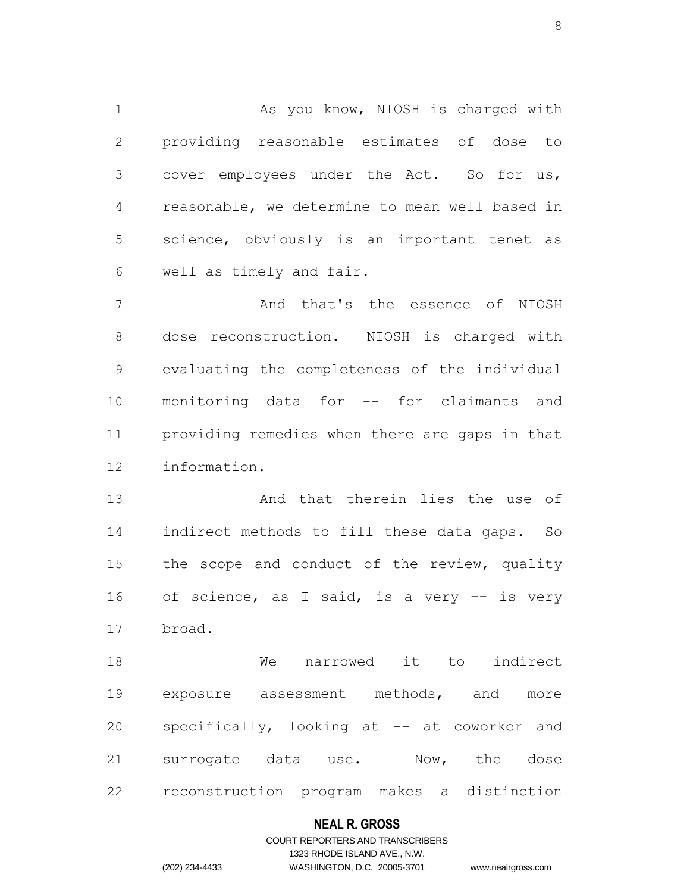As you know, NIOSH is charged with providing reasonable estimates of dose to cover employees under the Act. So for us, reasonable, we determine to mean well based in science, obviously is an important tenet as well as timely and fair.

And that's the essence of NIOSH dose reconstruction. NIOSH is charged with evaluating the completeness of the individual monitoring data for -- for claimants and providing remedies when there are gaps in that information.

And that therein lies the use of indirect methods to fill these data gaps. So the scope and conduct of the review, quality of science, as I said, is a very -- is very broad.

We narrowed it to indirect exposure assessment methods, and more specifically, looking at -- at coworker and surrogate data use. Now, the dose reconstruction program makes a distinction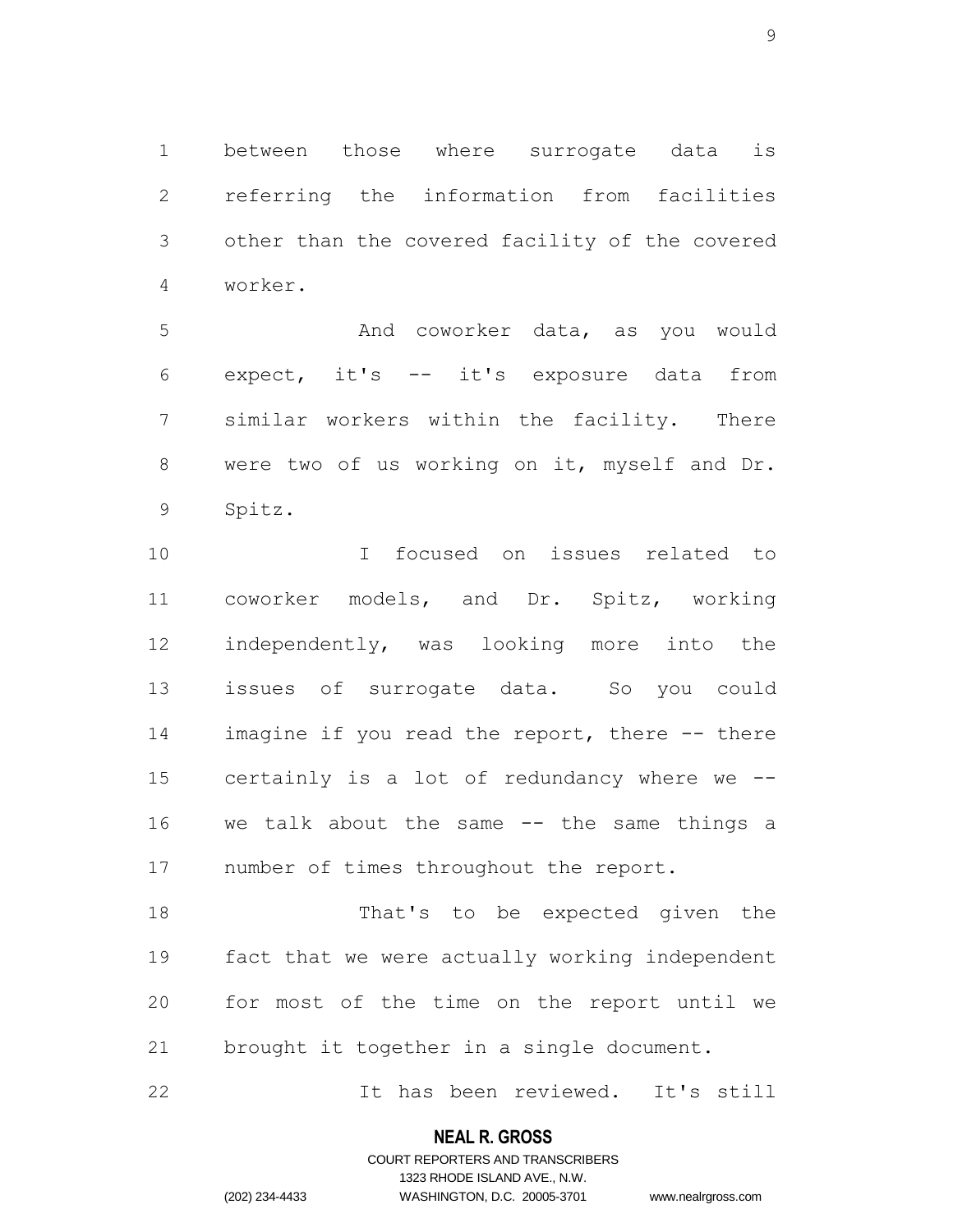between those where surrogate data is referring the information from facilities other than the covered facility of the covered worker.

And coworker data, as you would expect, it's -- it's exposure data from similar workers within the facility. There were two of us working on it, myself and Dr. Spitz.

I focused on issues related to coworker models, and Dr. Spitz, working independently, was looking more into the issues of surrogate data. So you could imagine if you read the report, there -- there certainly is a lot of redundancy where we -- we talk about the same -- the same things a number of times throughout the report.

That's to be expected given the fact that we were actually working independent for most of the time on the report until we brought it together in a single document.

It has been reviewed. It's still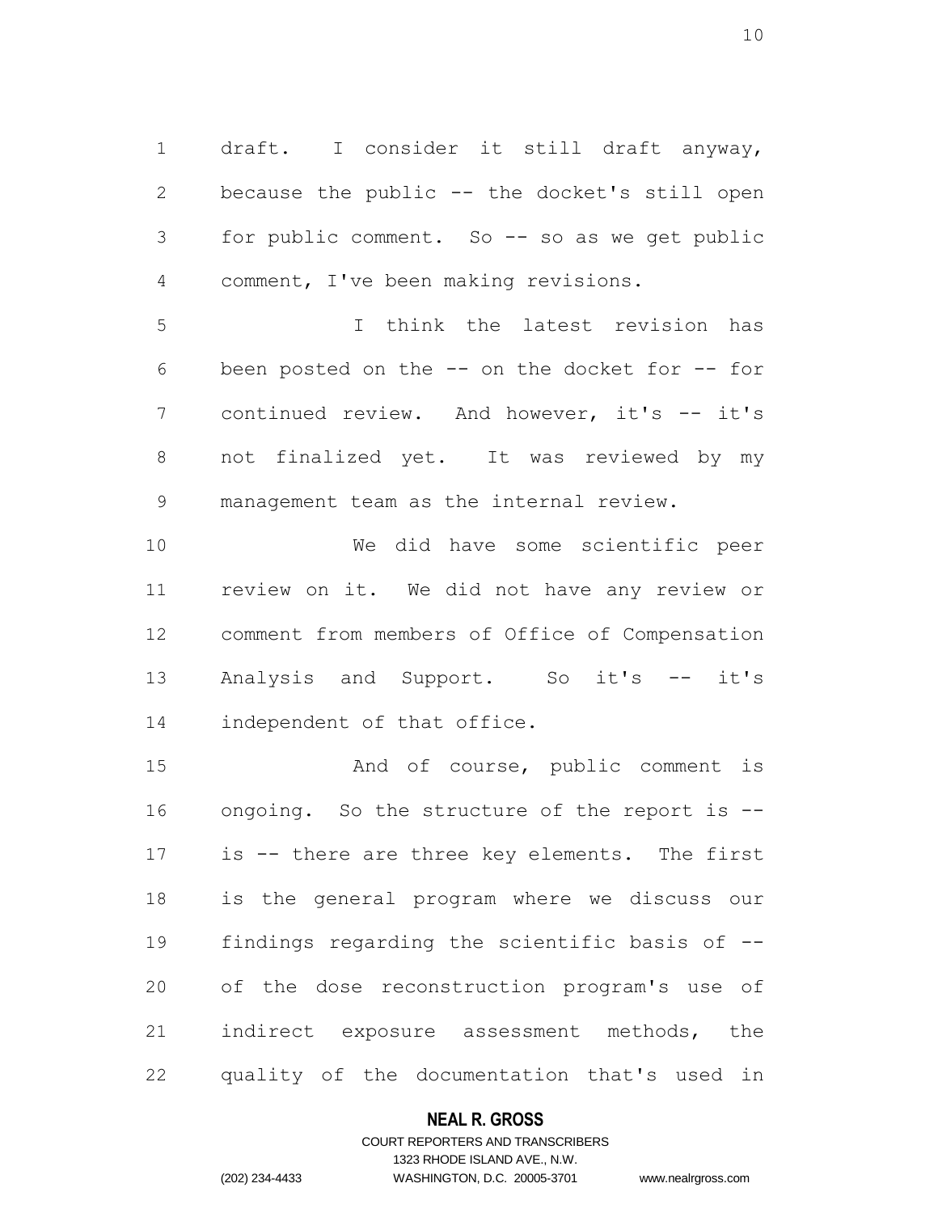draft. I consider it still draft anyway, because the public -- the docket's still open for public comment. So -- so as we get public comment, I've been making revisions.

I think the latest revision has been posted on the -- on the docket for -- for continued review. And however, it's -- it's not finalized yet. It was reviewed by my management team as the internal review.

We did have some scientific peer review on it. We did not have any review or comment from members of Office of Compensation Analysis and Support. So it's -- it's independent of that office.

And of course, public comment is ongoing. So the structure of the report is -- is -- there are three key elements. The first is the general program where we discuss our findings regarding the scientific basis of -- of the dose reconstruction program's use of indirect exposure assessment methods, the quality of the documentation that's used in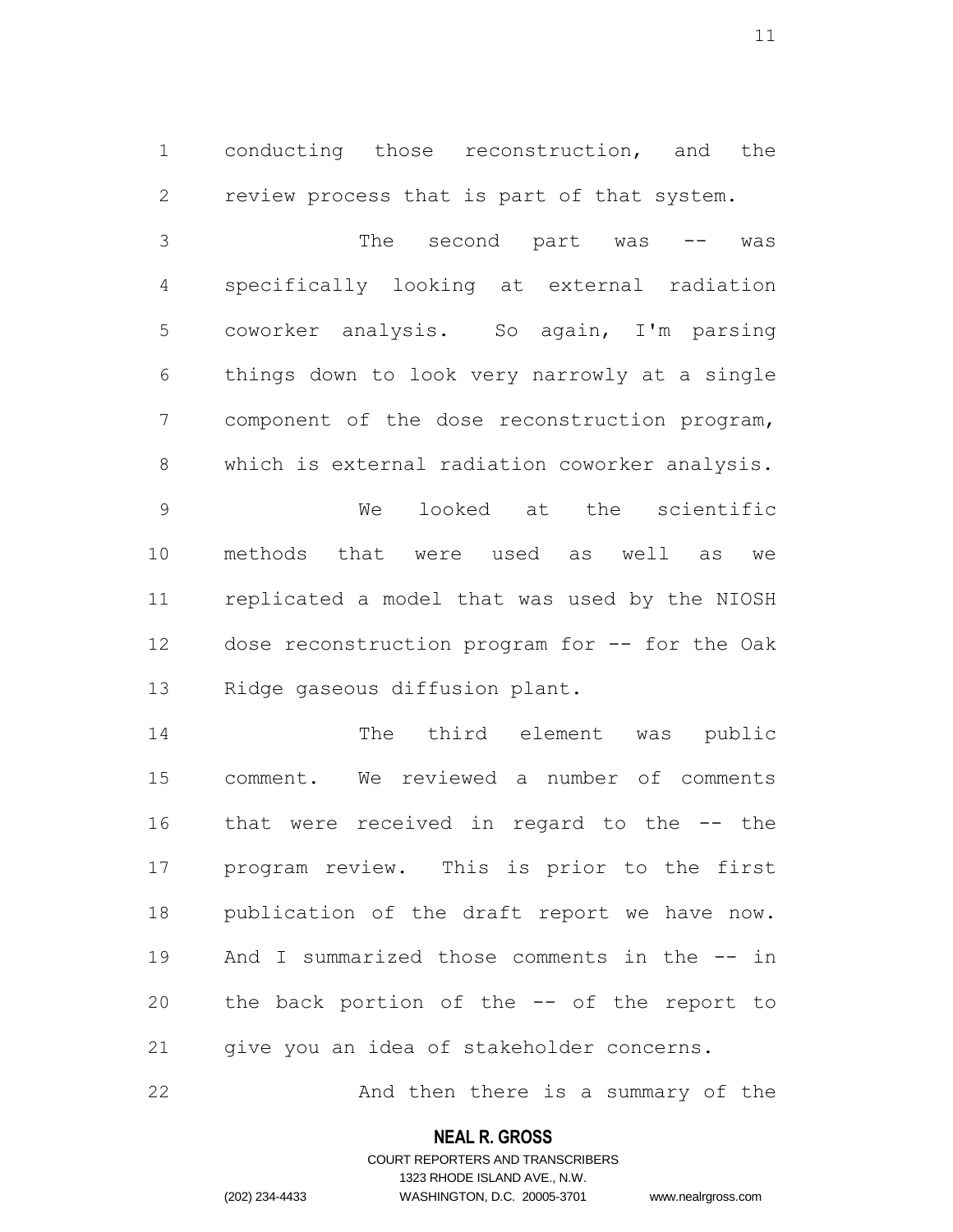conducting those reconstruction, and the review process that is part of that system.

The second part was -- was specifically looking at external radiation coworker analysis. So again, I'm parsing things down to look very narrowly at a single component of the dose reconstruction program, which is external radiation coworker analysis.

We looked at the scientific methods that were used as well as we replicated a model that was used by the NIOSH dose reconstruction program for -- for the Oak Ridge gaseous diffusion plant.

The third element was public comment. We reviewed a number of comments that were received in regard to the -- the program review. This is prior to the first publication of the draft report we have now. And I summarized those comments in the -- in the back portion of the -- of the report to give you an idea of stakeholder concerns.

And then there is a summary of the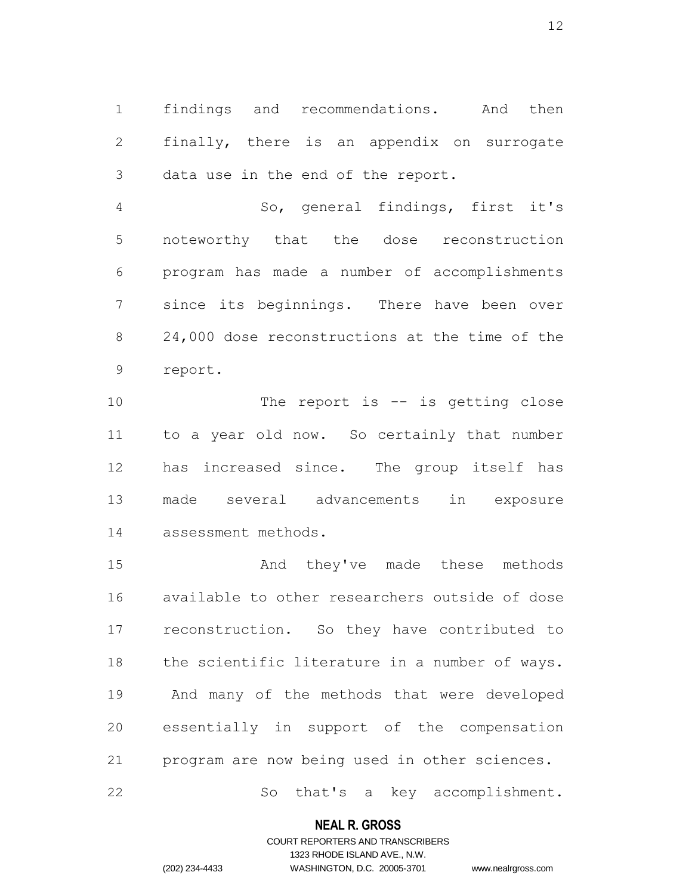findings and recommendations. And then finally, there is an appendix on surrogate data use in the end of the report.

So, general findings, first it's noteworthy that the dose reconstruction program has made a number of accomplishments since its beginnings. There have been over 24,000 dose reconstructions at the time of the report.

The report is -- is getting close to a year old now. So certainly that number has increased since. The group itself has made several advancements in exposure assessment methods.

And they've made these methods available to other researchers outside of dose reconstruction. So they have contributed to the scientific literature in a number of ways. And many of the methods that were developed essentially in support of the compensation program are now being used in other sciences.

So that's a key accomplishment.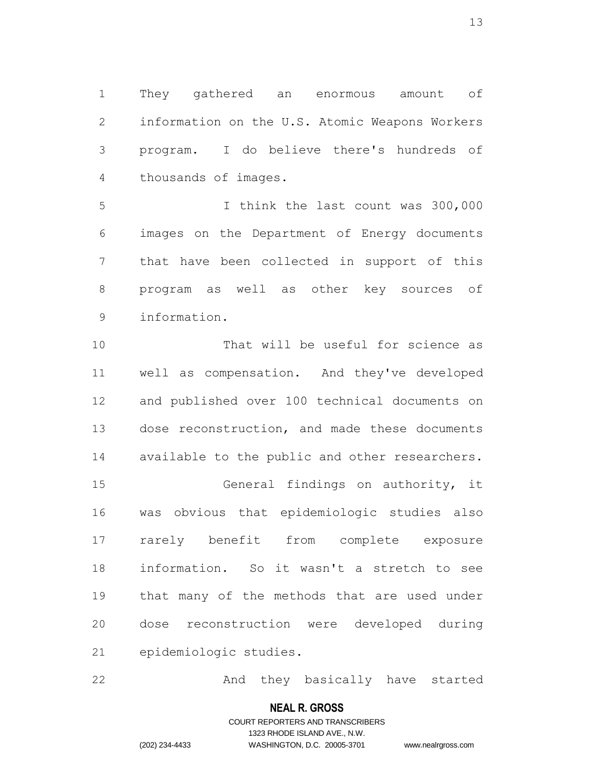They gathered an enormous amount of information on the U.S. Atomic Weapons Workers program. I do believe there's hundreds of thousands of images.

I think the last count was 300,000 images on the Department of Energy documents that have been collected in support of this program as well as other key sources of information.

That will be useful for science as well as compensation. And they've developed and published over 100 technical documents on dose reconstruction, and made these documents available to the public and other researchers.

General findings on authority, it was obvious that epidemiologic studies also rarely benefit from complete exposure information. So it wasn't a stretch to see that many of the methods that are used under dose reconstruction were developed during epidemiologic studies.

And they basically have started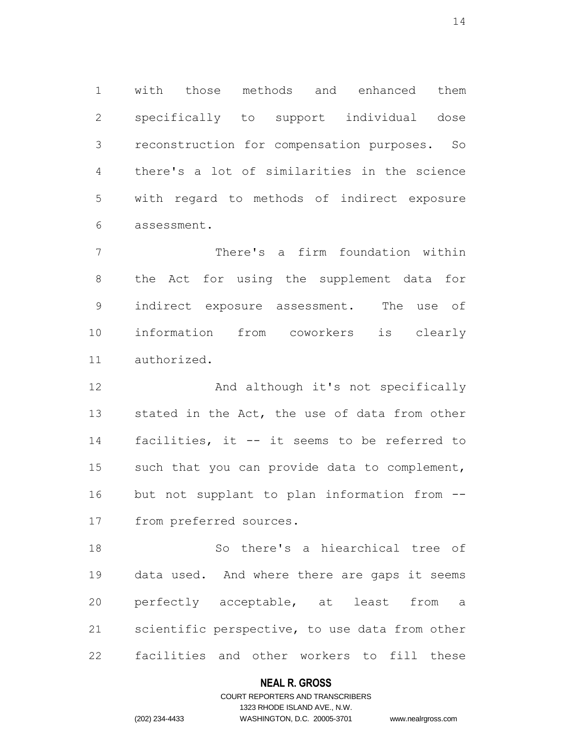with those methods and enhanced them specifically to support individual dose reconstruction for compensation purposes. So there's a lot of similarities in the science with regard to methods of indirect exposure assessment.

There's a firm foundation within the Act for using the supplement data for indirect exposure assessment. The use of information from coworkers is clearly authorized.

And although it's not specifically stated in the Act, the use of data from other facilities, it -- it seems to be referred to such that you can provide data to complement, but not supplant to plan information from -- from preferred sources.

So there's a hiearchical tree of data used. And where there are gaps it seems perfectly acceptable, at least from a scientific perspective, to use data from other facilities and other workers to fill these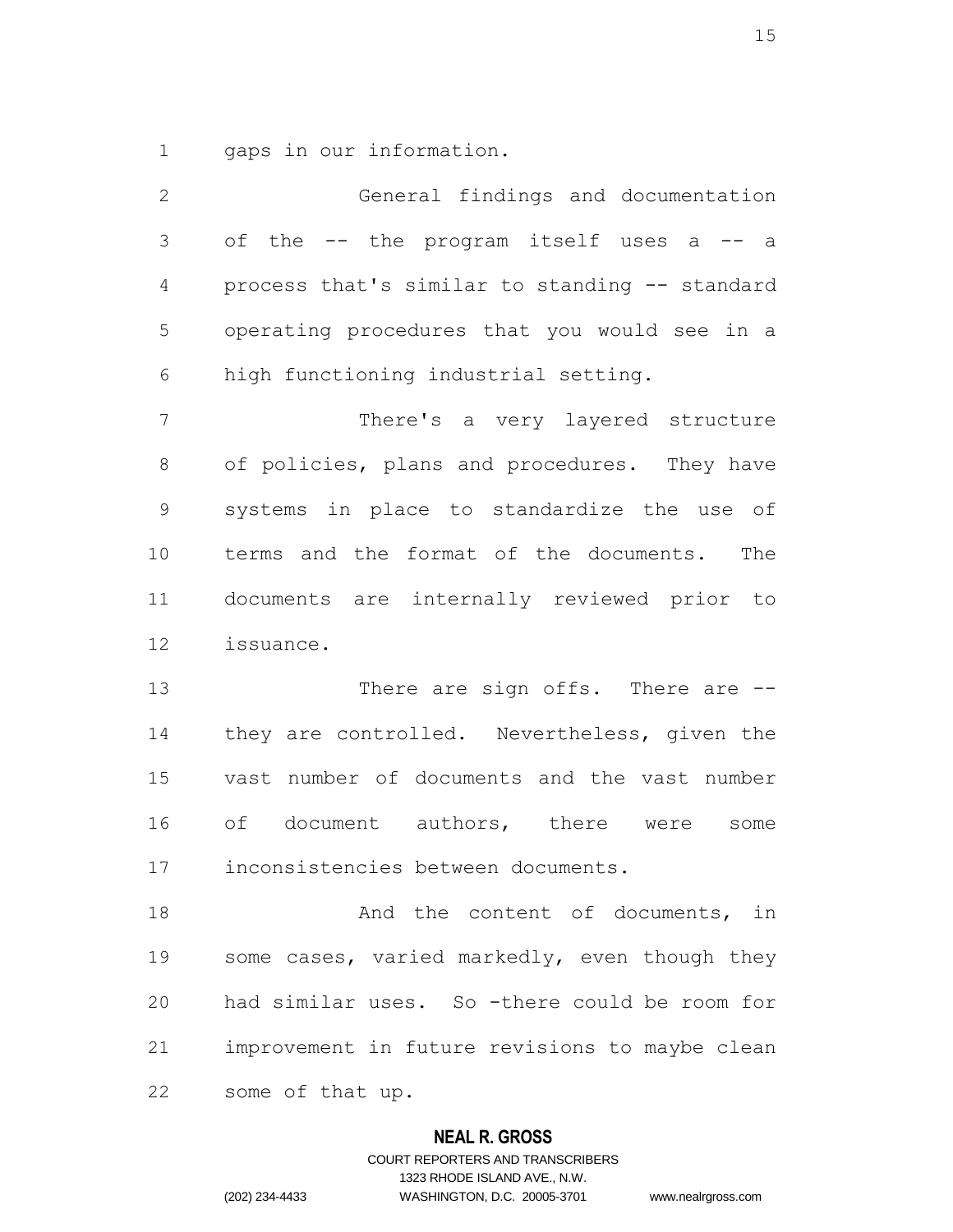gaps in our information.

General findings and documentation of the -- the program itself uses a -- a process that's similar to standing -- standard operating procedures that you would see in a high functioning industrial setting.

There's a very layered structure of policies, plans and procedures. They have systems in place to standardize the use of terms and the format of the documents. The documents are internally reviewed prior to issuance.

There are sign offs. There are -- they are controlled. Nevertheless, given the vast number of documents and the vast number of document authors, there were some inconsistencies between documents.

And the content of documents, in some cases, varied markedly, even though they had similar uses. So -there could be room for improvement in future revisions to maybe clean some of that up.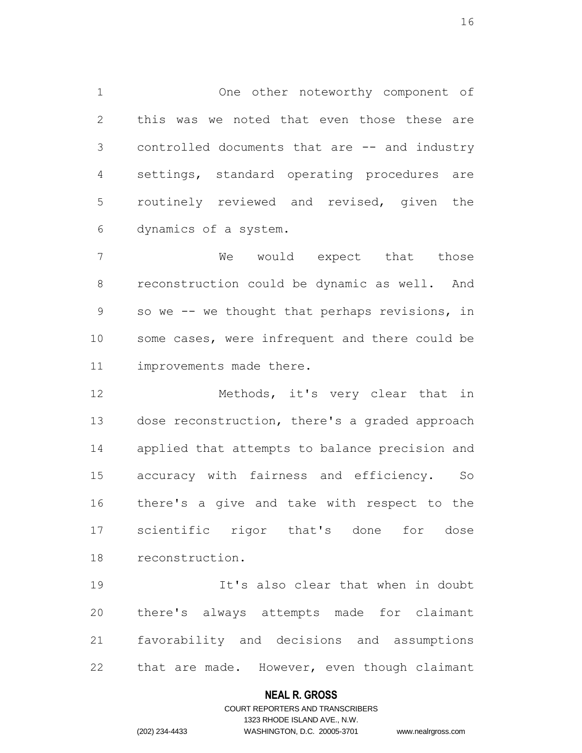One other noteworthy component of this was we noted that even those these are controlled documents that are -- and industry settings, standard operating procedures are routinely reviewed and revised, given the dynamics of a system.

We would expect that those reconstruction could be dynamic as well. And so we -- we thought that perhaps revisions, in some cases, were infrequent and there could be improvements made there.

Methods, it's very clear that in dose reconstruction, there's a graded approach applied that attempts to balance precision and accuracy with fairness and efficiency. So there's a give and take with respect to the scientific rigor that's done for dose reconstruction.

It's also clear that when in doubt there's always attempts made for claimant favorability and decisions and assumptions that are made. However, even though claimant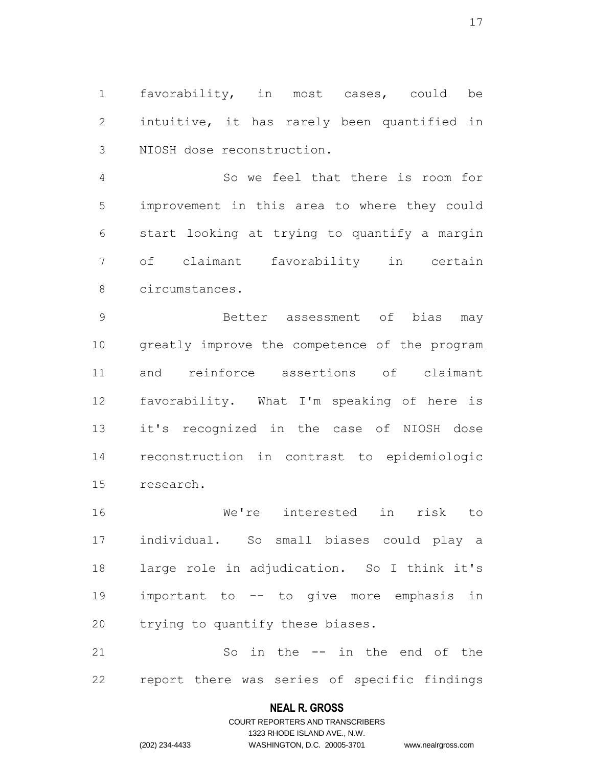favorability, in most cases, could be intuitive, it has rarely been quantified in NIOSH dose reconstruction.

So we feel that there is room for improvement in this area to where they could start looking at trying to quantify a margin of claimant favorability in certain circumstances.

Better assessment of bias may greatly improve the competence of the program and reinforce assertions of claimant favorability. What I'm speaking of here is it's recognized in the case of NIOSH dose reconstruction in contrast to epidemiologic research.

We're interested in risk to individual. So small biases could play a large role in adjudication. So I think it's important to -- to give more emphasis in trying to quantify these biases.

So in the -- in the end of the report there was series of specific findings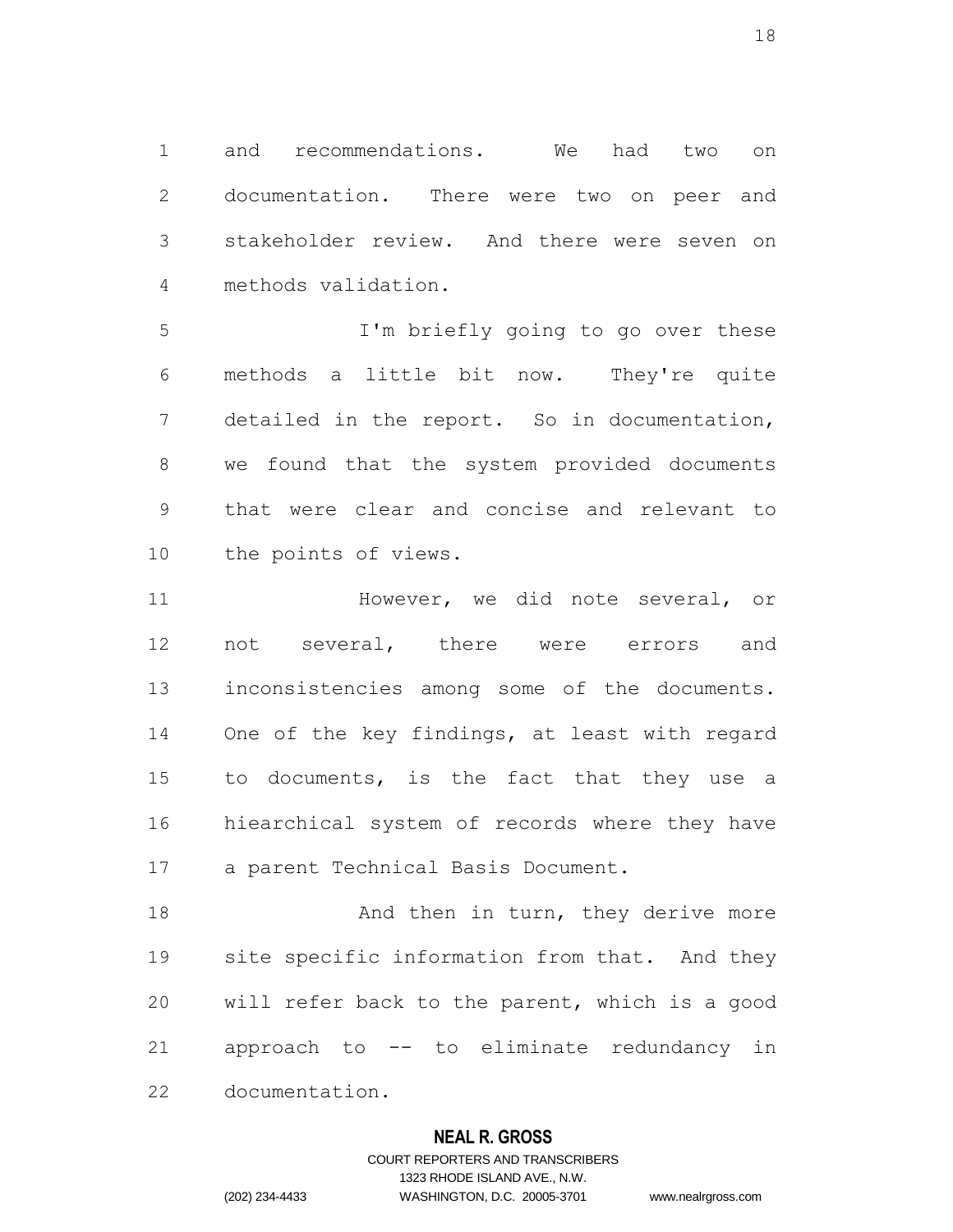and recommendations. We had two on documentation. There were two on peer and stakeholder review. And there were seven on methods validation.

I'm briefly going to go over these methods a little bit now. They're quite detailed in the report. So in documentation, we found that the system provided documents that were clear and concise and relevant to the points of views.

However, we did note several, or not several, there were errors and inconsistencies among some of the documents. One of the key findings, at least with regard to documents, is the fact that they use a hiearchical system of records where they have a parent Technical Basis Document.

And then in turn, they derive more site specific information from that. And they will refer back to the parent, which is a good approach to -- to eliminate redundancy in documentation.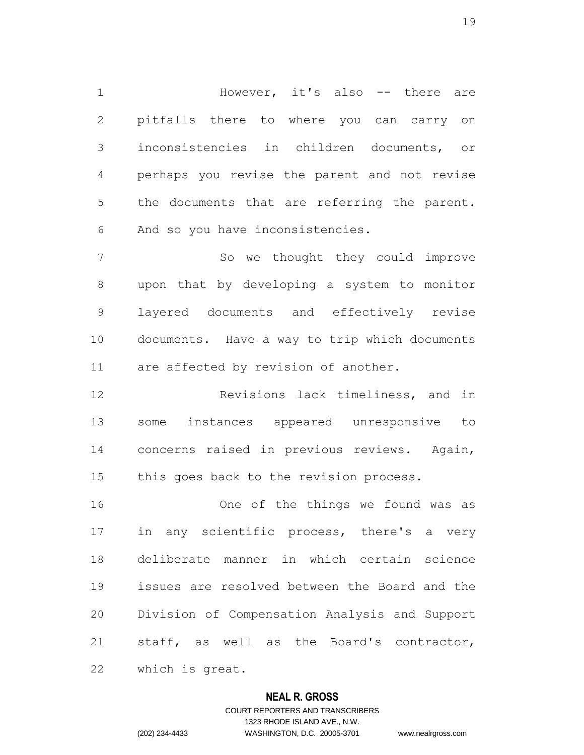However, it's also -- there are pitfalls there to where you can carry on inconsistencies in children documents, or perhaps you revise the parent and not revise the documents that are referring the parent. And so you have inconsistencies.

So we thought they could improve upon that by developing a system to monitor layered documents and effectively revise documents. Have a way to trip which documents are affected by revision of another.

Revisions lack timeliness, and in some instances appeared unresponsive to concerns raised in previous reviews. Again, this goes back to the revision process.

One of the things we found was as in any scientific process, there's a very deliberate manner in which certain science issues are resolved between the Board and the Division of Compensation Analysis and Support staff, as well as the Board's contractor, which is great.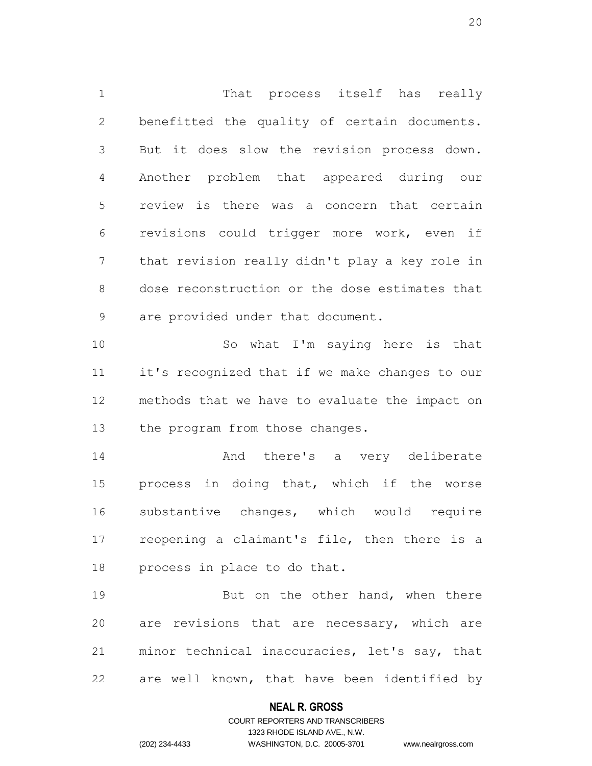That process itself has really benefitted the quality of certain documents. But it does slow the revision process down. Another problem that appeared during our review is there was a concern that certain revisions could trigger more work, even if that revision really didn't play a key role in dose reconstruction or the dose estimates that are provided under that document.

So what I'm saying here is that it's recognized that if we make changes to our methods that we have to evaluate the impact on the program from those changes.

And there's a very deliberate process in doing that, which if the worse substantive changes, which would require reopening a claimant's file, then there is a process in place to do that.

But on the other hand, when there are revisions that are necessary, which are minor technical inaccuracies, let's say, that are well known, that have been identified by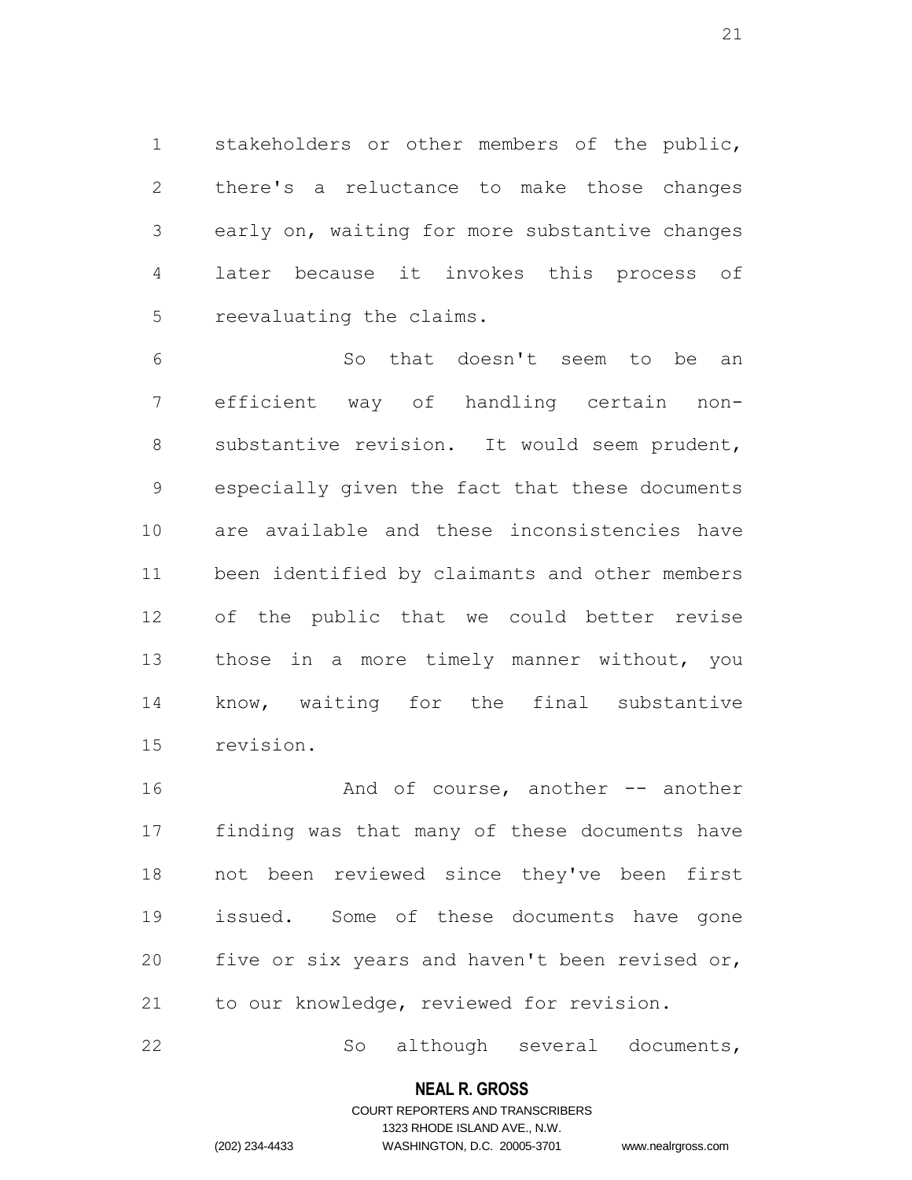stakeholders or other members of the public, there's a reluctance to make those changes early on, waiting for more substantive changes later because it invokes this process of reevaluating the claims.

So that doesn't seem to be an efficient way of handling certain non-substantive revision. It would seem prudent, especially given the fact that these documents are available and these inconsistencies have been identified by claimants and other members of the public that we could better revise those in a more timely manner without, you know, waiting for the final substantive revision.

And of course, another -- another finding was that many of these documents have not been reviewed since they've been first issued. Some of these documents have gone five or six years and haven't been revised or, to our knowledge, reviewed for revision.

So although several documents,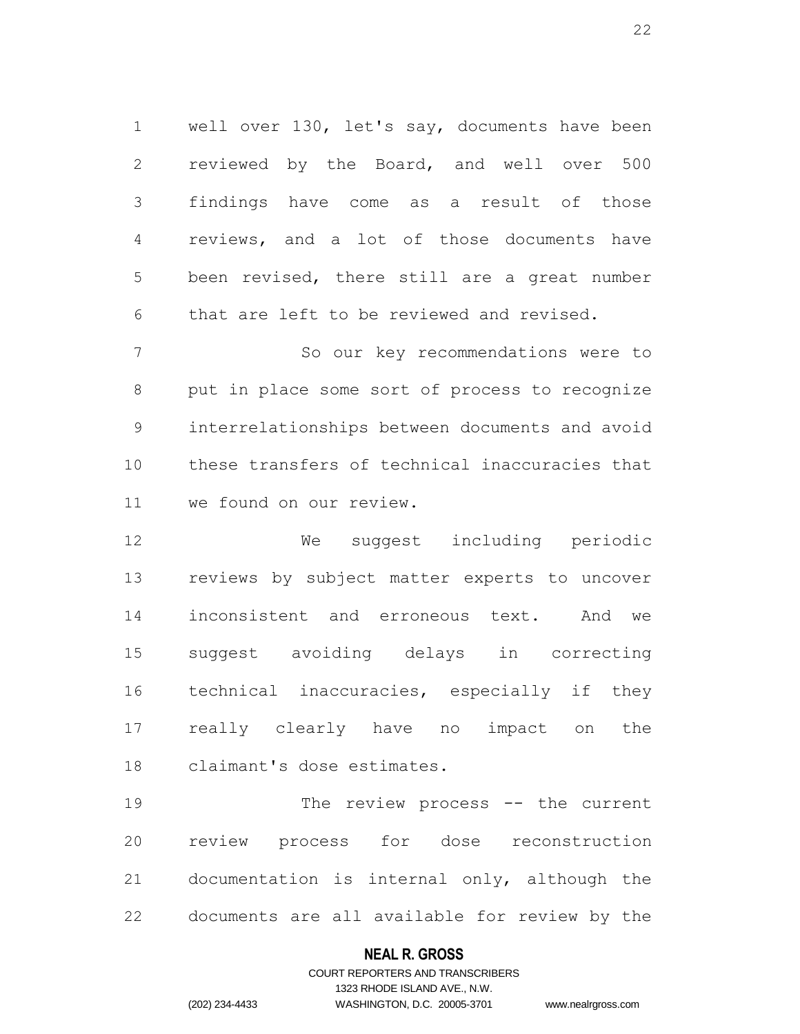well over 130, let's say, documents have been reviewed by the Board, and well over 500 findings have come as a result of those reviews, and a lot of those documents have been revised, there still are a great number that are left to be reviewed and revised.

So our key recommendations were to put in place some sort of process to recognize interrelationships between documents and avoid these transfers of technical inaccuracies that we found on our review.

We suggest including periodic reviews by subject matter experts to uncover inconsistent and erroneous text. And we suggest avoiding delays in correcting technical inaccuracies, especially if they really clearly have no impact on the claimant's dose estimates.

The review process -- the current review process for dose reconstruction documentation is internal only, although the documents are all available for review by the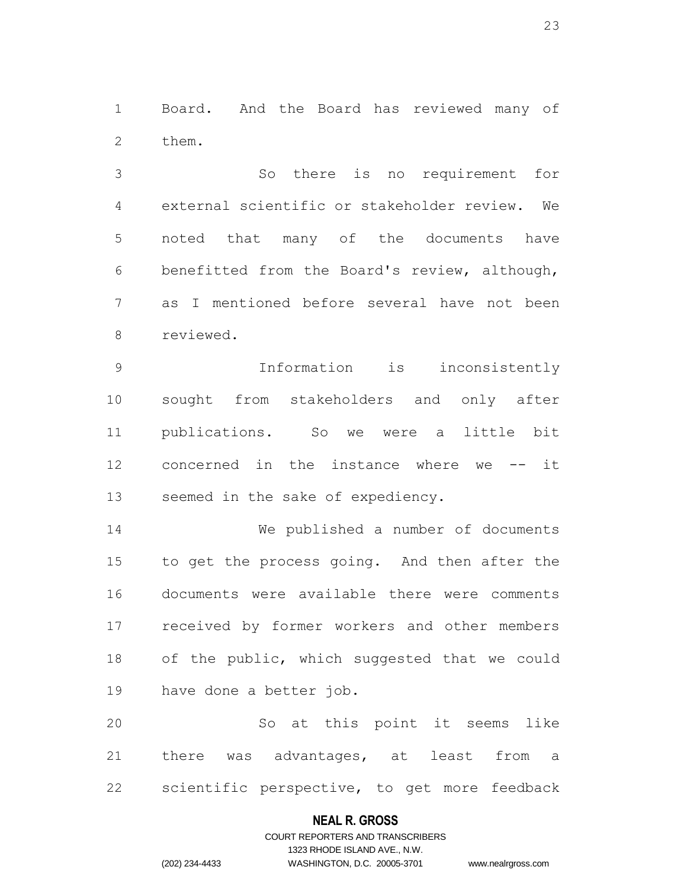Board. And the Board has reviewed many of them.

So there is no requirement for external scientific or stakeholder review. We noted that many of the documents have benefitted from the Board's review, although, as I mentioned before several have not been reviewed.

Information is inconsistently sought from stakeholders and only after publications. So we were a little bit concerned in the instance where we -- it seemed in the sake of expediency.

We published a number of documents to get the process going. And then after the documents were available there were comments received by former workers and other members of the public, which suggested that we could have done a better job.

So at this point it seems like there was advantages, at least from a scientific perspective, to get more feedback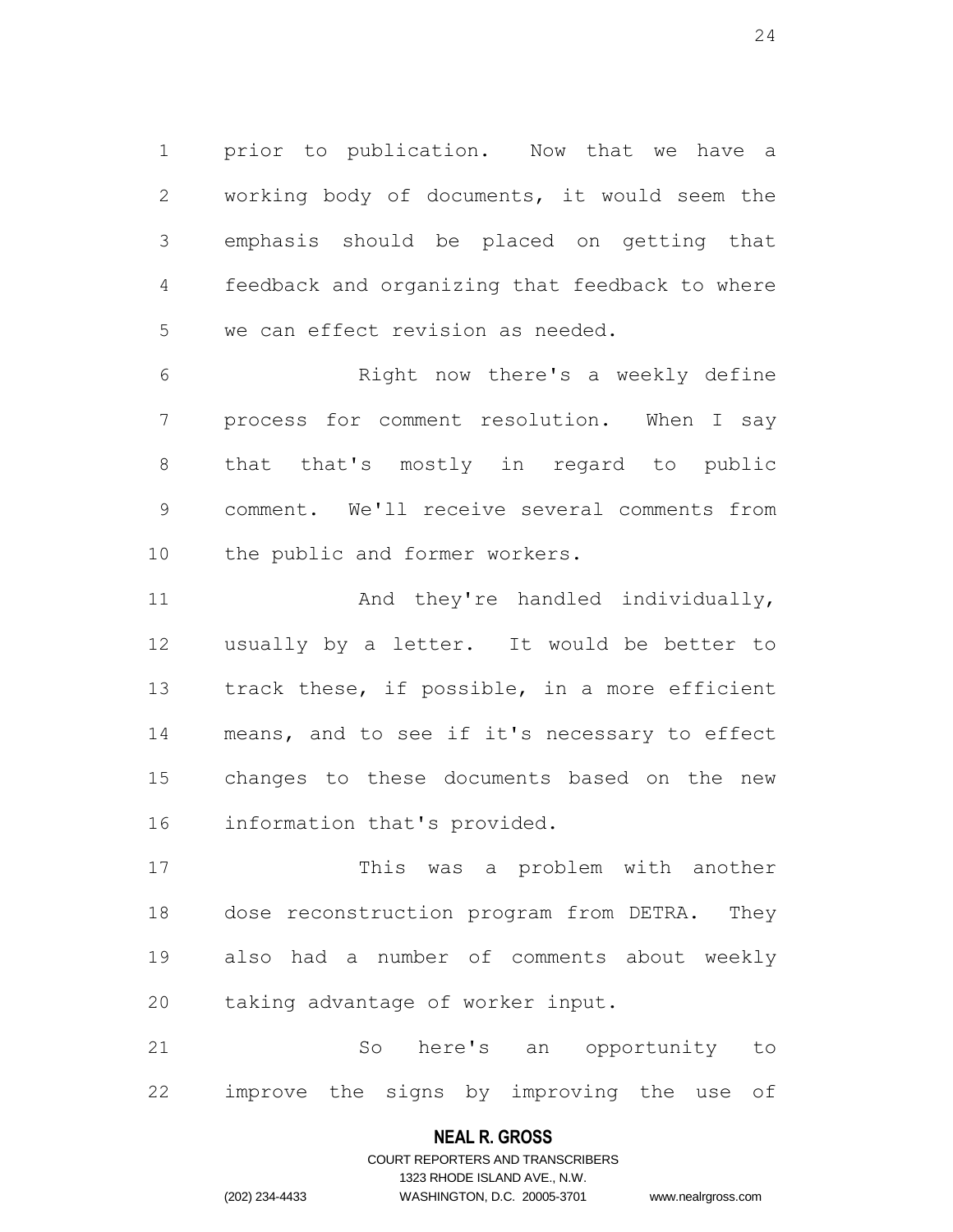prior to publication. Now that we have a working body of documents, it would seem the emphasis should be placed on getting that feedback and organizing that feedback to where we can effect revision as needed.

Right now there's a weekly define process for comment resolution. When I say that that's mostly in regard to public comment. We'll receive several comments from the public and former workers.

And they're handled individually, usually by a letter. It would be better to track these, if possible, in a more efficient means, and to see if it's necessary to effect changes to these documents based on the new information that's provided.

This was a problem with another dose reconstruction program from DETRA. They also had a number of comments about weekly taking advantage of worker input.

So here's an opportunity to improve the signs by improving the use of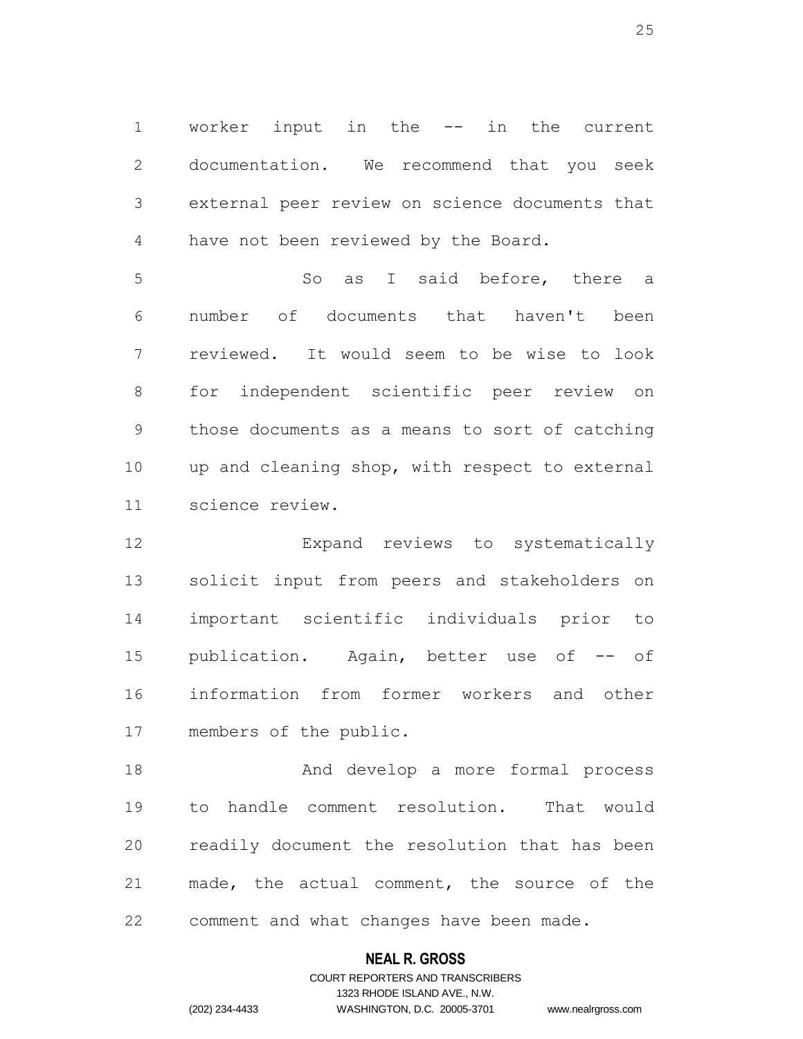worker input in the -- in the current documentation. We recommend that you seek external peer review on science documents that have not been reviewed by the Board.

So as I said before, there a number of documents that haven't been reviewed. It would seem to be wise to look for independent scientific peer review on those documents as a means to sort of catching up and cleaning shop, with respect to external science review.

Expand reviews to systematically solicit input from peers and stakeholders on important scientific individuals prior to publication. Again, better use of -- of information from former workers and other members of the public.

And develop a more formal process to handle comment resolution. That would readily document the resolution that has been made, the actual comment, the source of the comment and what changes have been made.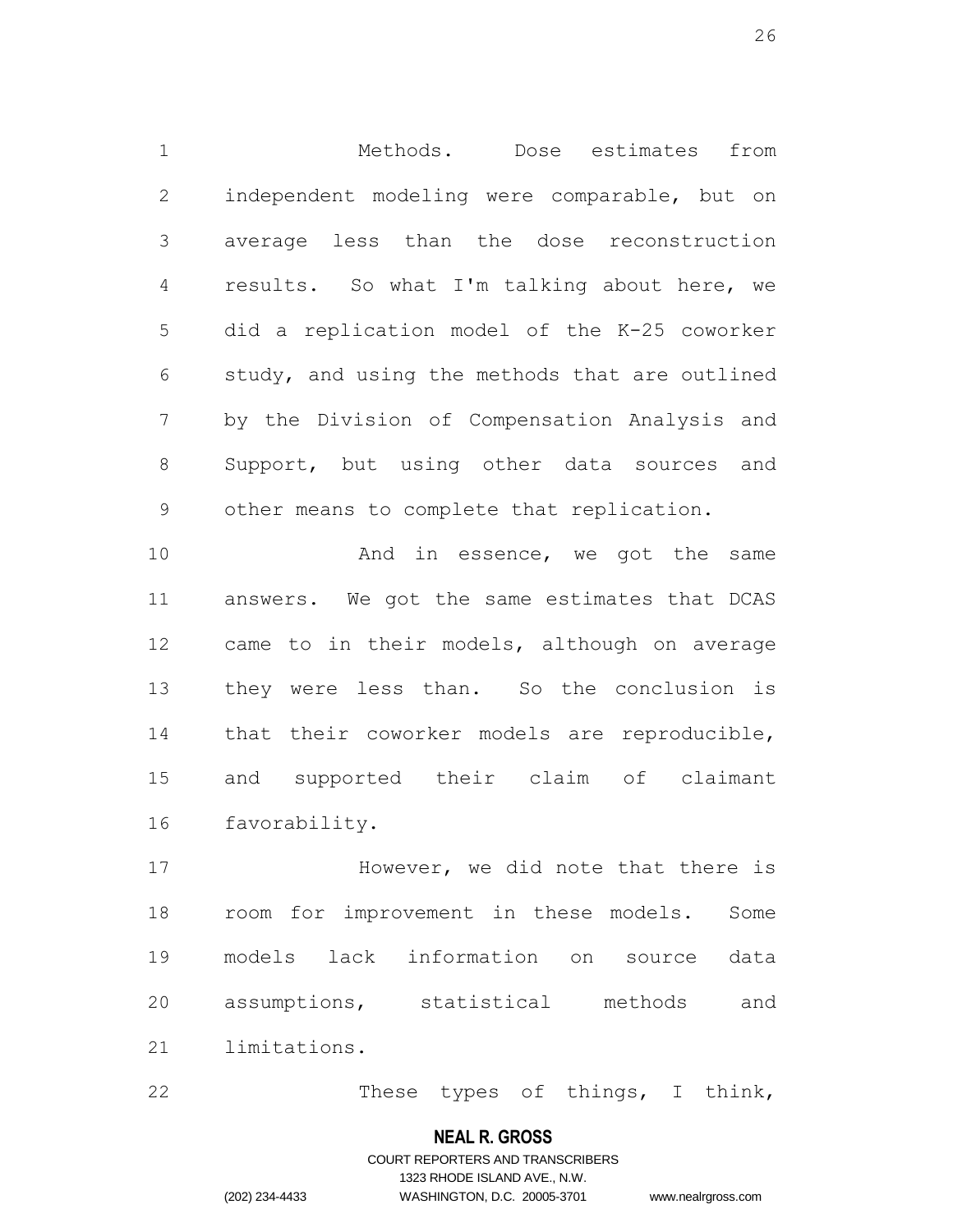Methods. Dose estimates from independent modeling were comparable, but on average less than the dose reconstruction results. So what I'm talking about here, we did a replication model of the K-25 coworker study, and using the methods that are outlined by the Division of Compensation Analysis and Support, but using other data sources and other means to complete that replication.

And in essence, we got the same answers. We got the same estimates that DCAS came to in their models, although on average they were less than. So the conclusion is that their coworker models are reproducible, and supported their claim of claimant favorability.

However, we did note that there is room for improvement in these models. Some models lack information on source data assumptions, statistical methods and limitations.

These types of things, I think,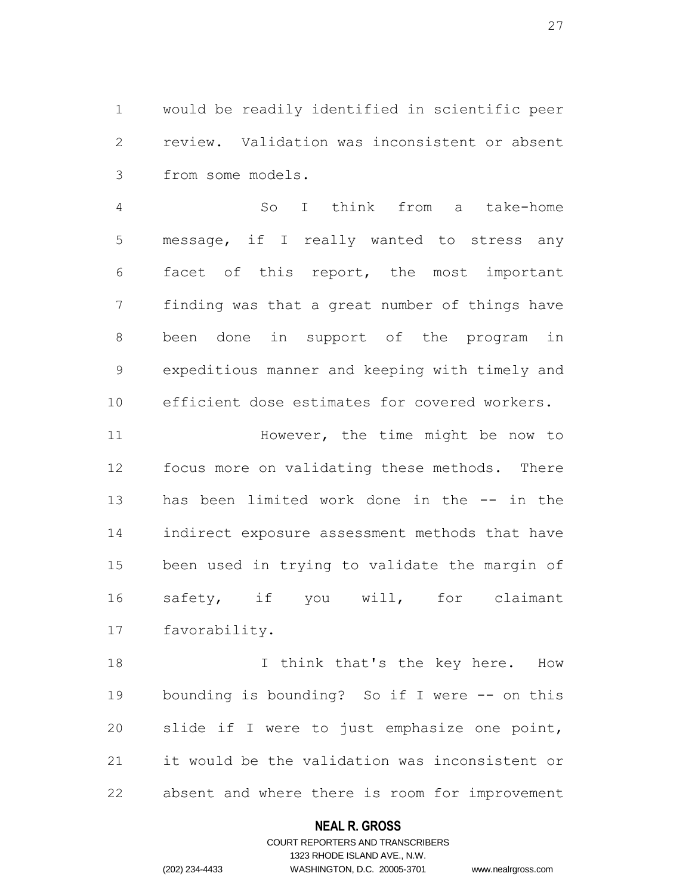would be readily identified in scientific peer review. Validation was inconsistent or absent from some models.

So I think from a take-home message, if I really wanted to stress any facet of this report, the most important finding was that a great number of things have been done in support of the program in expeditious manner and keeping with timely and efficient dose estimates for covered workers.

However, the time might be now to focus more on validating these methods. There has been limited work done in the -- in the indirect exposure assessment methods that have been used in trying to validate the margin of safety, if you will, for claimant favorability.

I think that's the key here. How bounding is bounding? So if I were -- on this slide if I were to just emphasize one point, it would be the validation was inconsistent or absent and where there is room for improvement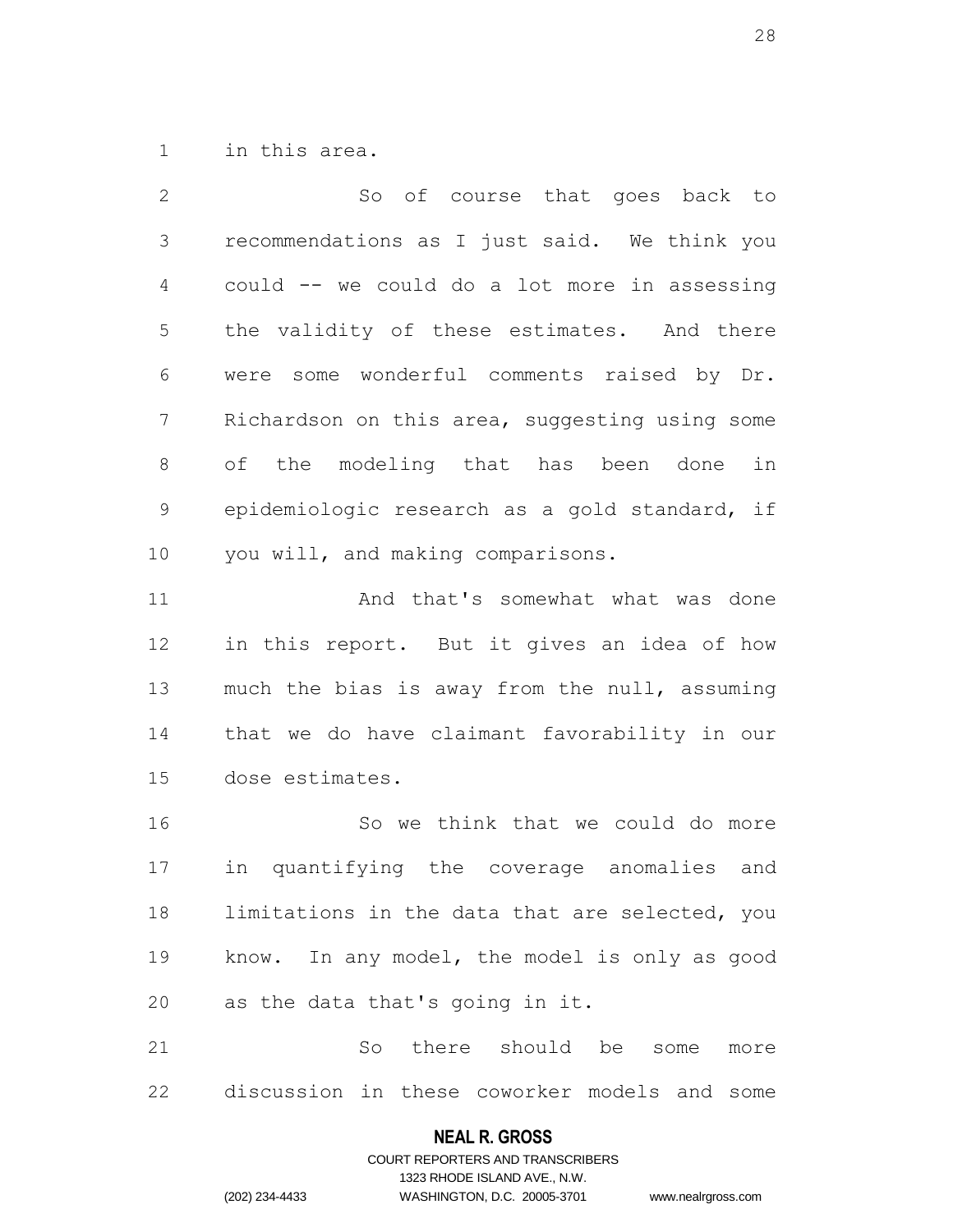in this area.

So of course that goes back to recommendations as I just said. We think you could -- we could do a lot more in assessing the validity of these estimates. And there were some wonderful comments raised by Dr. Richardson on this area, suggesting using some of the modeling that has been done in epidemiologic research as a gold standard, if you will, and making comparisons.

And that's somewhat what was done in this report. But it gives an idea of how much the bias is away from the null, assuming that we do have claimant favorability in our dose estimates.

So we think that we could do more in quantifying the coverage anomalies and limitations in the data that are selected, you know. In any model, the model is only as good as the data that's going in it.

So there should be some more discussion in these coworker models and some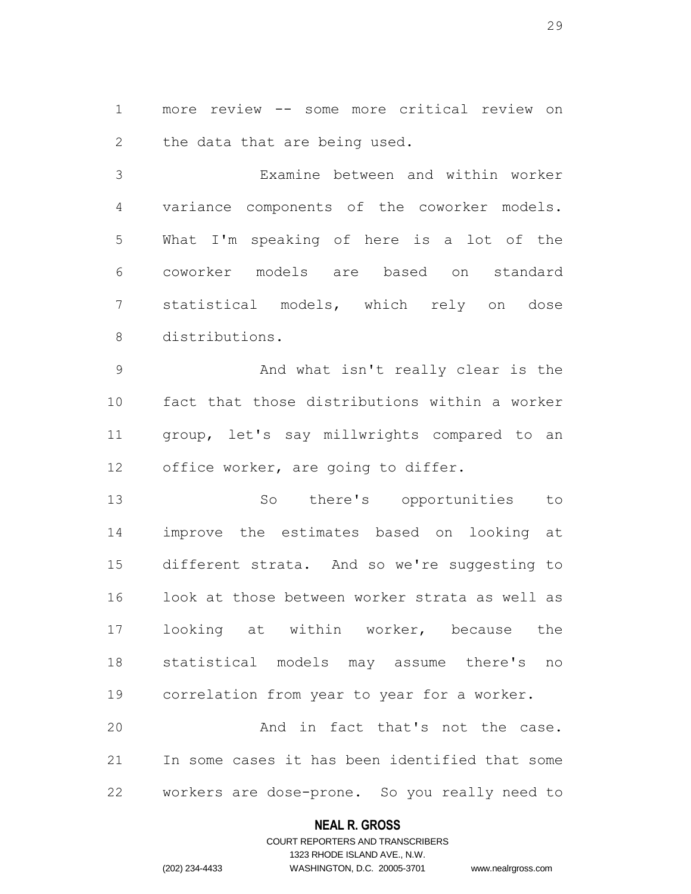more review -- some more critical review on the data that are being used.

Examine between and within worker variance components of the coworker models. What I'm speaking of here is a lot of the coworker models are based on standard statistical models, which rely on dose distributions.

And what isn't really clear is the fact that those distributions within a worker group, let's say millwrights compared to an office worker, are going to differ.

So there's opportunities to improve the estimates based on looking at different strata. And so we're suggesting to look at those between worker strata as well as looking at within worker, because the statistical models may assume there's no correlation from year to year for a worker.

And in fact that's not the case. In some cases it has been identified that some workers are dose-prone. So you really need to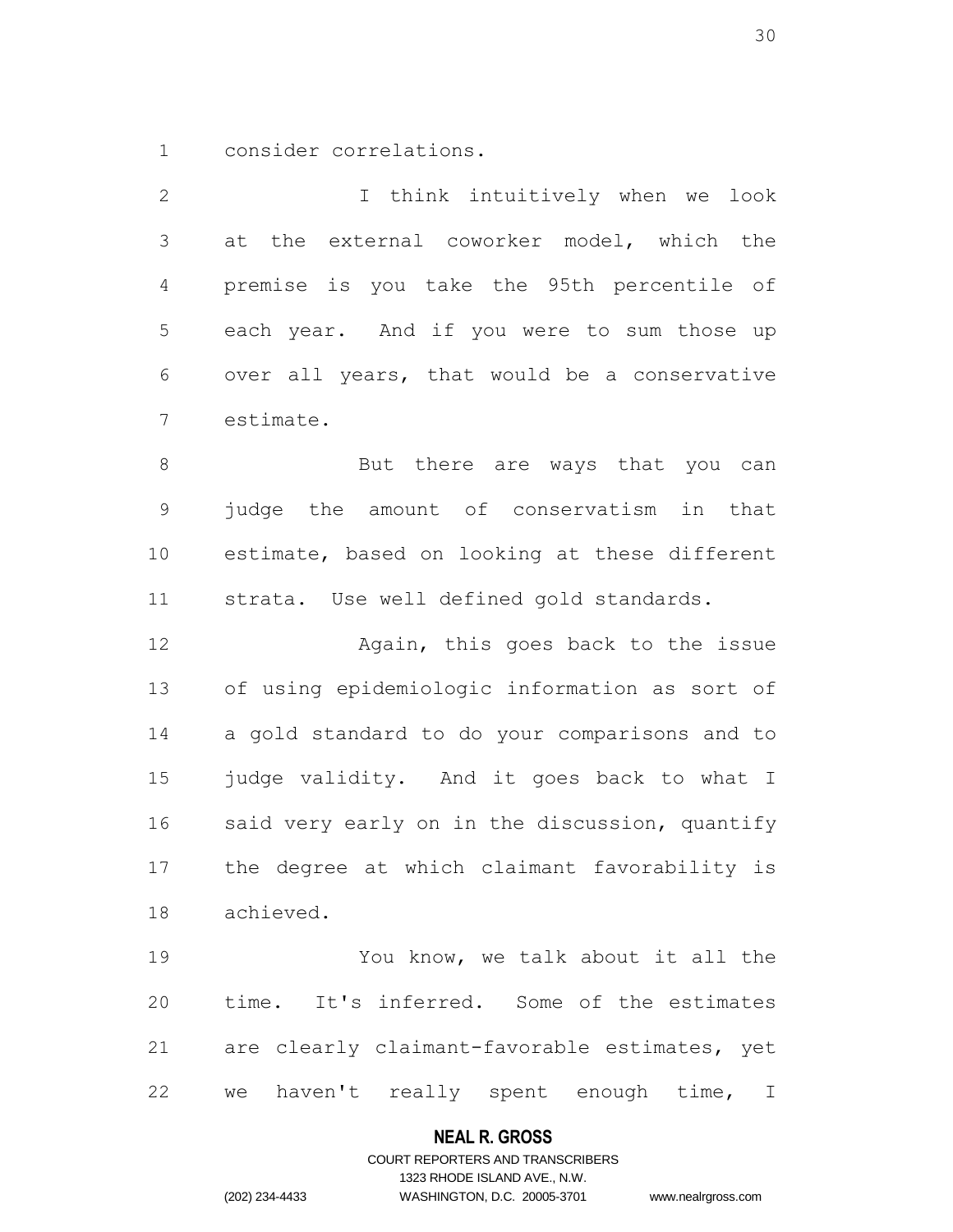consider correlations.

I think intuitively when we look at the external coworker model, which the premise is you take the 95th percentile of each year. And if you were to sum those up over all years, that would be a conservative estimate.

But there are ways that you can judge the amount of conservatism in that estimate, based on looking at these different strata. Use well defined gold standards.

Again, this goes back to the issue of using epidemiologic information as sort of a gold standard to do your comparisons and to judge validity. And it goes back to what I said very early on in the discussion, quantify the degree at which claimant favorability is achieved.

You know, we talk about it all the time. It's inferred. Some of the estimates are clearly claimant-favorable estimates, yet we haven't really spent enough time, I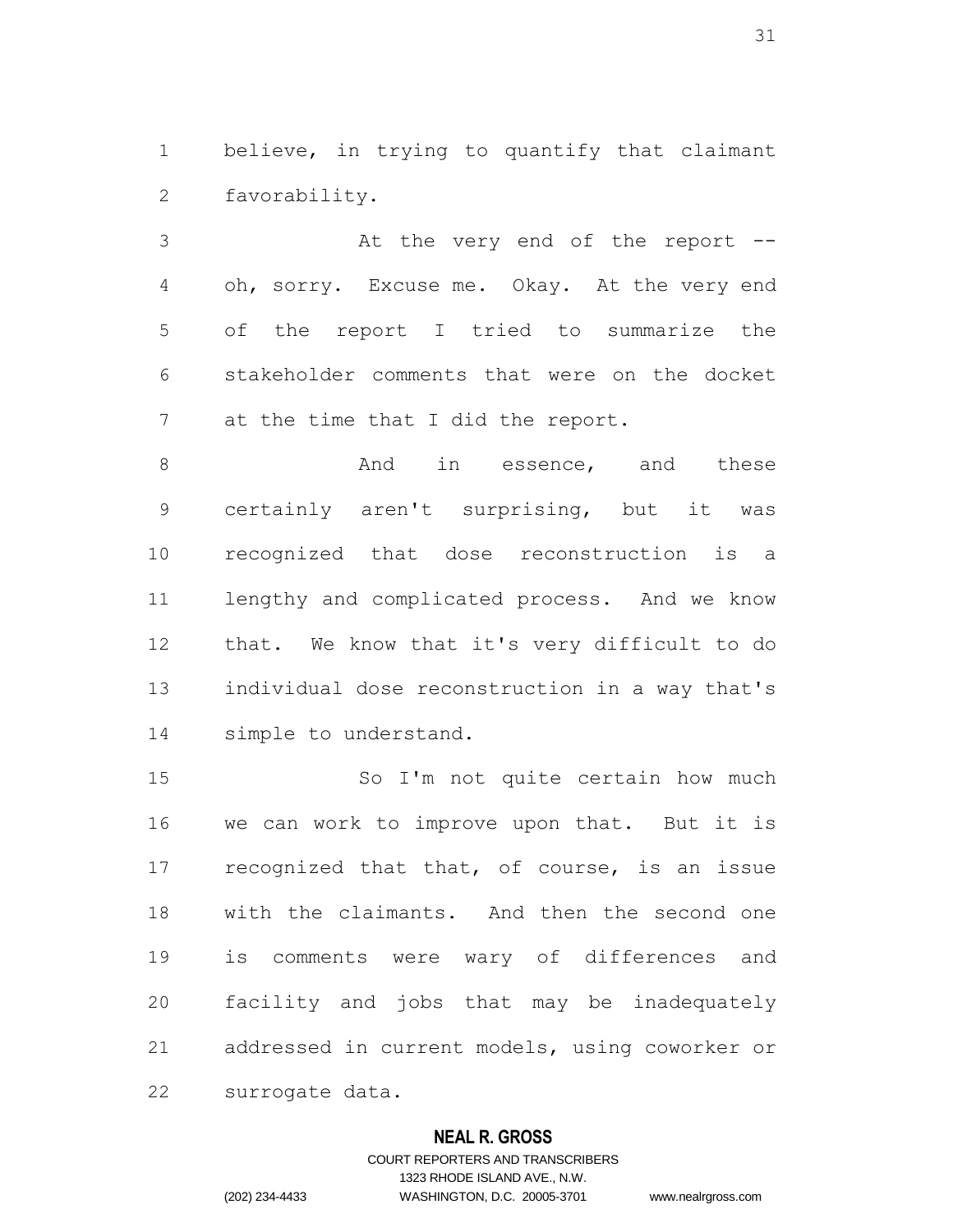believe, in trying to quantify that claimant favorability.

At the very end of the report -- oh, sorry. Excuse me. Okay. At the very end of the report I tried to summarize the stakeholder comments that were on the docket at the time that I did the report.

And in essence, and these certainly aren't surprising, but it was recognized that dose reconstruction is a lengthy and complicated process. And we know that. We know that it's very difficult to do individual dose reconstruction in a way that's simple to understand.

So I'm not quite certain how much we can work to improve upon that. But it is recognized that that, of course, is an issue with the claimants. And then the second one is comments were wary of differences and facility and jobs that may be inadequately addressed in current models, using coworker or surrogate data.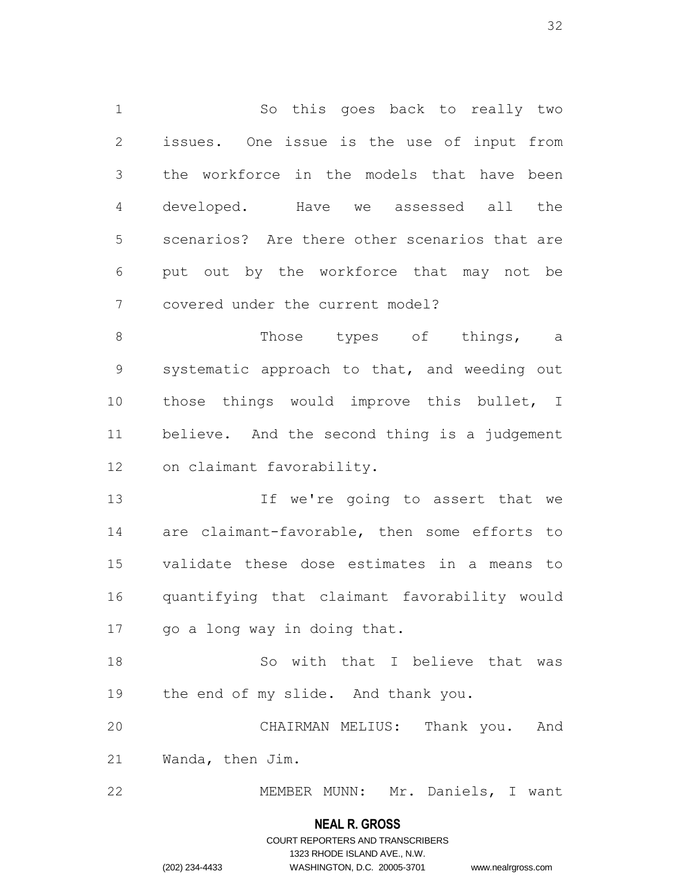So this goes back to really two issues. One issue is the use of input from the workforce in the models that have been developed. Have we assessed all the scenarios? Are there other scenarios that are put out by the workforce that may not be covered under the current model?

Those types of things, a systematic approach to that, and weeding out those things would improve this bullet, I believe. And the second thing is a judgement on claimant favorability.

If we're going to assert that we are claimant-favorable, then some efforts to validate these dose estimates in a means to quantifying that claimant favorability would go a long way in doing that.

So with that I believe that was the end of my slide. And thank you.

CHAIRMAN MELIUS: Thank you. And Wanda, then Jim.

MEMBER MUNN: Mr. Daniels, I want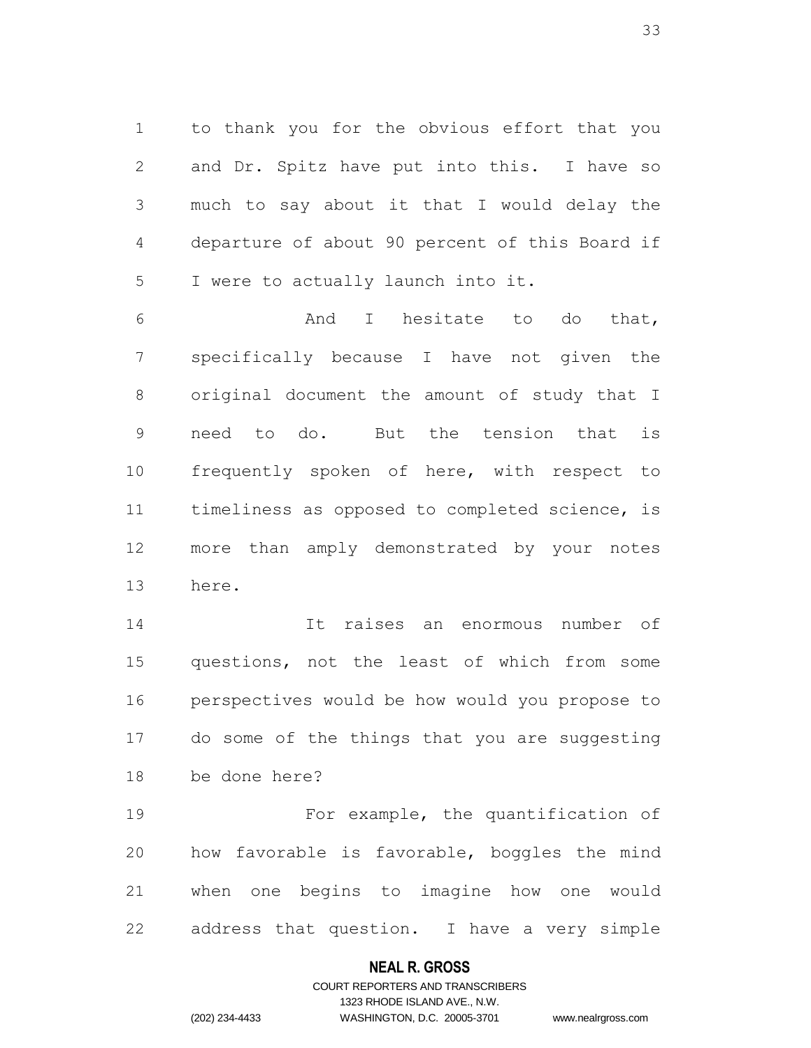to thank you for the obvious effort that you and Dr. Spitz have put into this. I have so much to say about it that I would delay the departure of about 90 percent of this Board if I were to actually launch into it.

And I hesitate to do that, specifically because I have not given the original document the amount of study that I need to do. But the tension that is frequently spoken of here, with respect to timeliness as opposed to completed science, is more than amply demonstrated by your notes here.

It raises an enormous number of questions, not the least of which from some perspectives would be how would you propose to do some of the things that you are suggesting be done here?

For example, the quantification of how favorable is favorable, boggles the mind when one begins to imagine how one would address that question. I have a very simple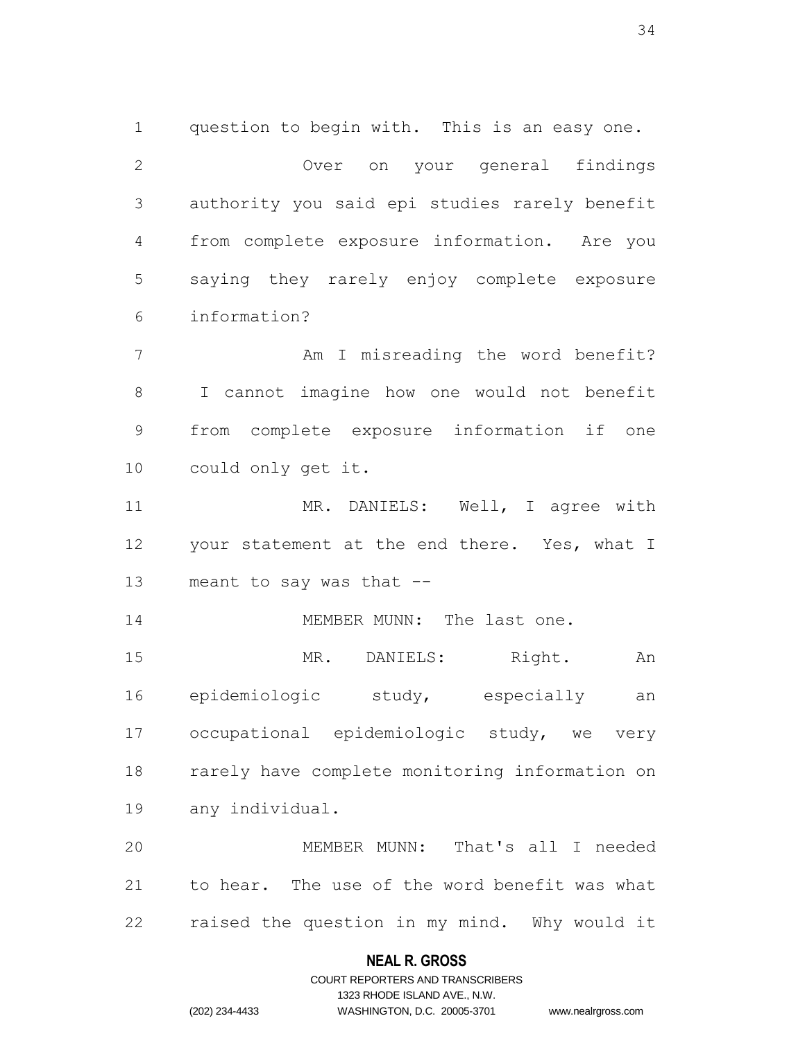question to begin with. This is an easy one.

Over on your general findings authority you said epi studies rarely benefit from complete exposure information. Are you saying they rarely enjoy complete exposure information?

Am I misreading the word benefit? I cannot imagine how one would not benefit from complete exposure information if one could only get it.

MR. DANIELS: Well, I agree with your statement at the end there. Yes, what I meant to say was that --

MEMBER MUNN: The last one.

MR. DANIELS: Right. An epidemiologic study, especially an occupational epidemiologic study, we very rarely have complete monitoring information on any individual.

MEMBER MUNN: That's all I needed to hear. The use of the word benefit was what raised the question in my mind. Why would it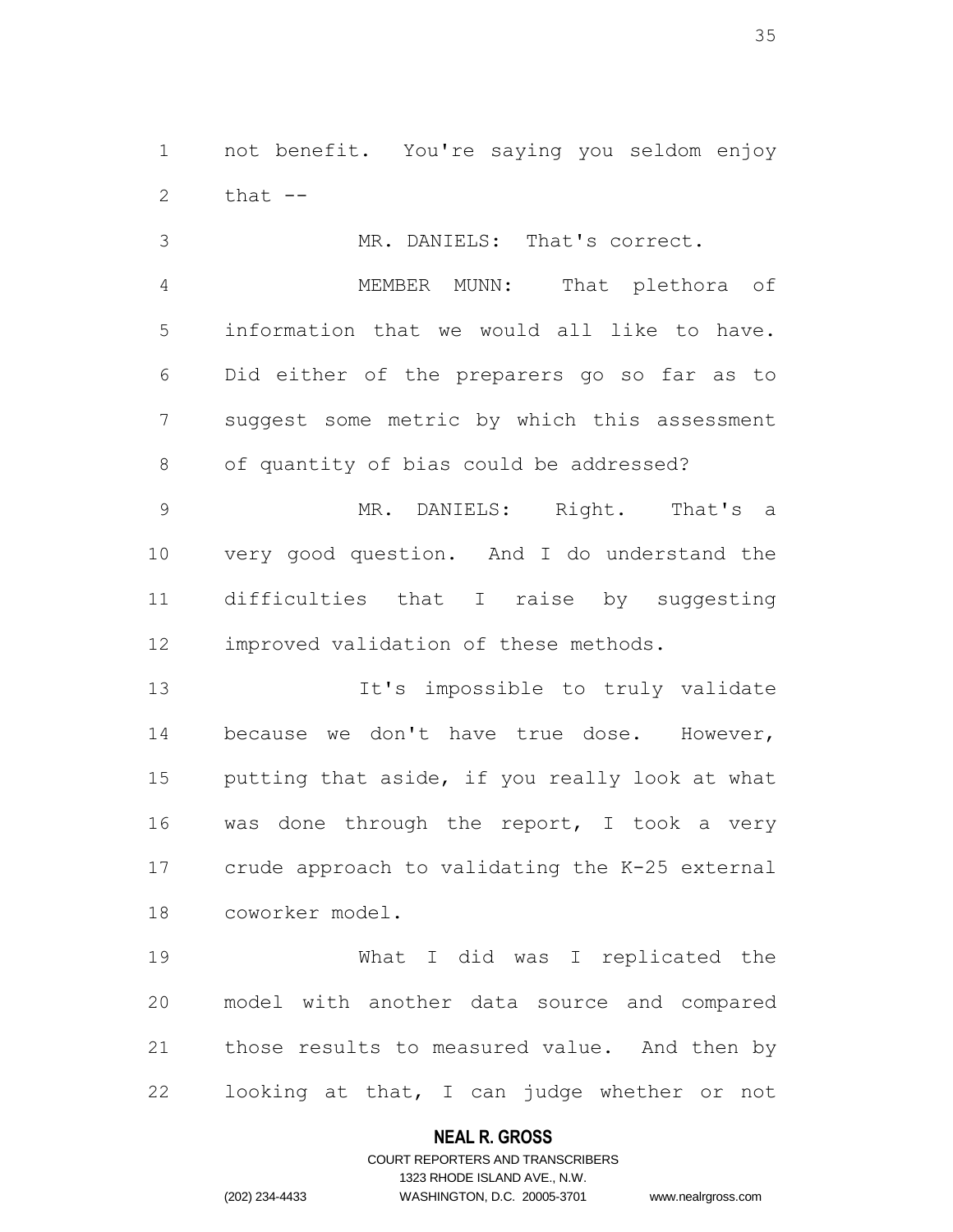not benefit. You're saying you seldom enjoy that --

MR. DANIELS: That's correct.

MEMBER MUNN: That plethora of information that we would all like to have. Did either of the preparers go so far as to suggest some metric by which this assessment of quantity of bias could be addressed?

MR. DANIELS: Right. That's a very good question. And I do understand the difficulties that I raise by suggesting improved validation of these methods.

It's impossible to truly validate because we don't have true dose. However, putting that aside, if you really look at what was done through the report, I took a very crude approach to validating the K-25 external coworker model.

What I did was I replicated the model with another data source and compared those results to measured value. And then by looking at that, I can judge whether or not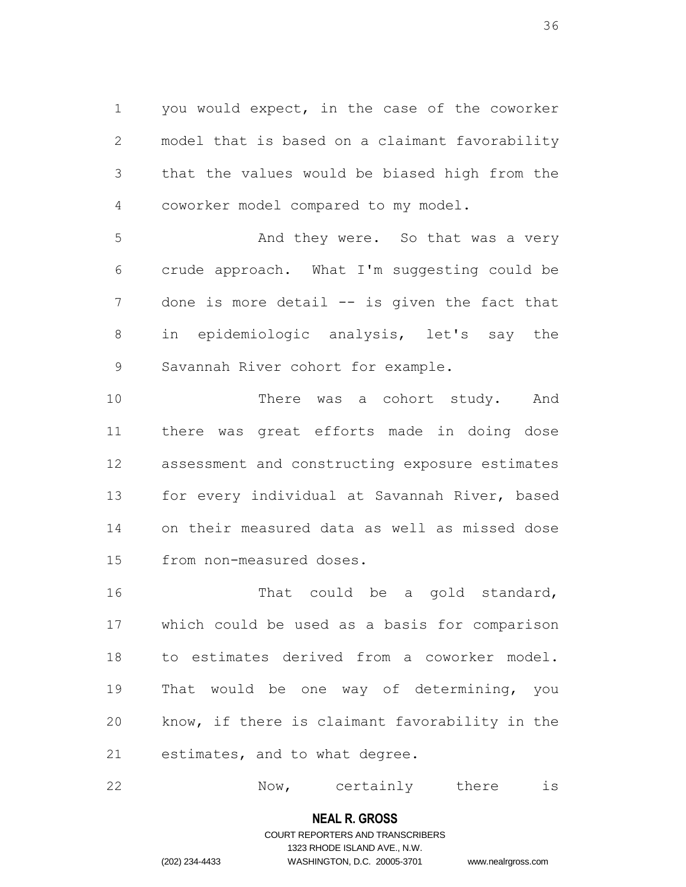you would expect, in the case of the coworker model that is based on a claimant favorability that the values would be biased high from the coworker model compared to my model.

And they were. So that was a very crude approach. What I'm suggesting could be done is more detail -- is given the fact that in epidemiologic analysis, let's say the Savannah River cohort for example.

There was a cohort study. And there was great efforts made in doing dose assessment and constructing exposure estimates for every individual at Savannah River, based on their measured data as well as missed dose from non-measured doses.

That could be a gold standard, which could be used as a basis for comparison to estimates derived from a coworker model. That would be one way of determining, you know, if there is claimant favorability in the estimates, and to what degree.

Now, certainly there is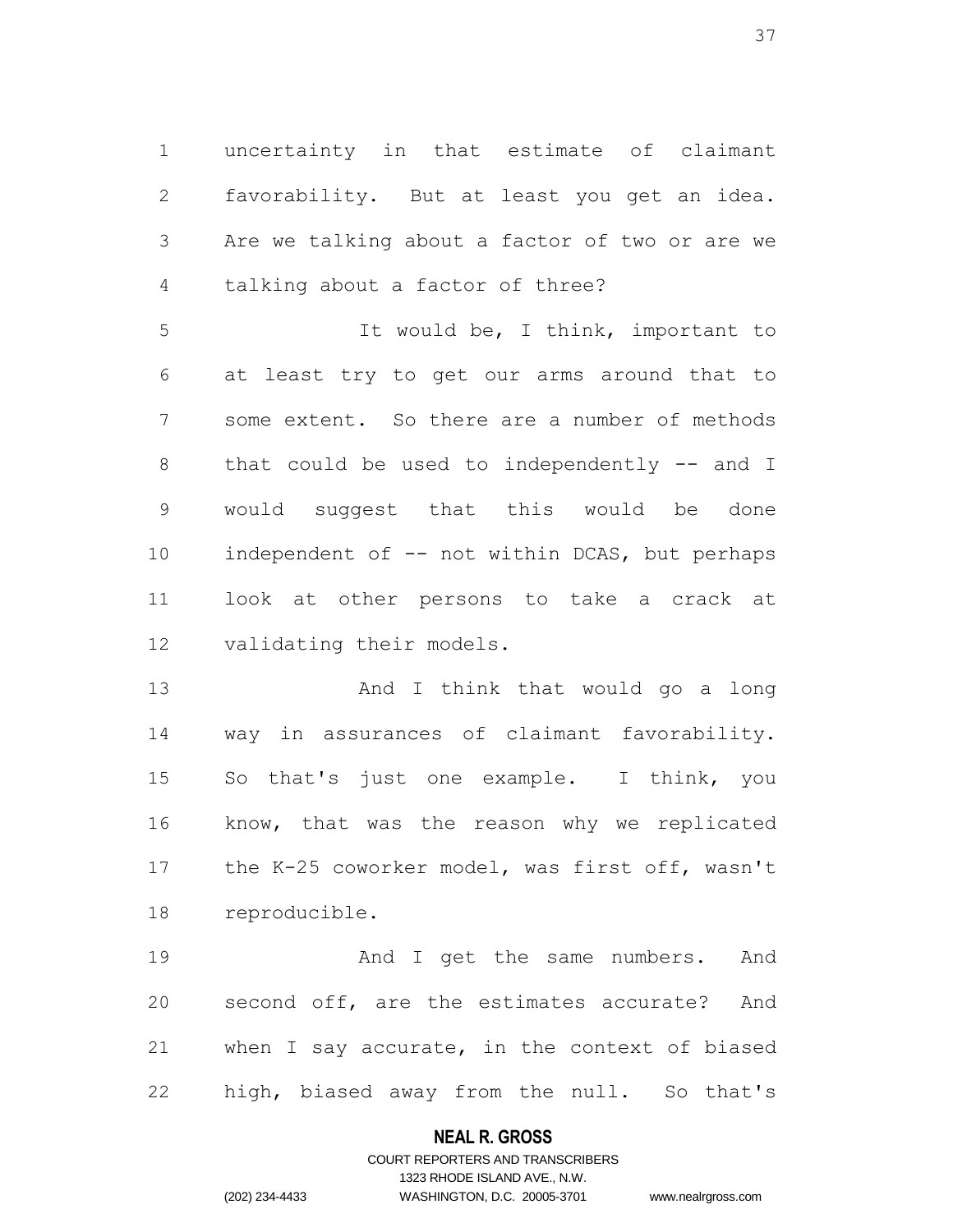uncertainty in that estimate of claimant favorability. But at least you get an idea. Are we talking about a factor of two or are we talking about a factor of three?

It would be, I think, important to at least try to get our arms around that to some extent. So there are a number of methods that could be used to independently -- and I would suggest that this would be done independent of -- not within DCAS, but perhaps look at other persons to take a crack at validating their models.

And I think that would go a long way in assurances of claimant favorability. So that's just one example. I think, you know, that was the reason why we replicated the K-25 coworker model, was first off, wasn't reproducible.

And I get the same numbers. And second off, are the estimates accurate? And when I say accurate, in the context of biased high, biased away from the null. So that's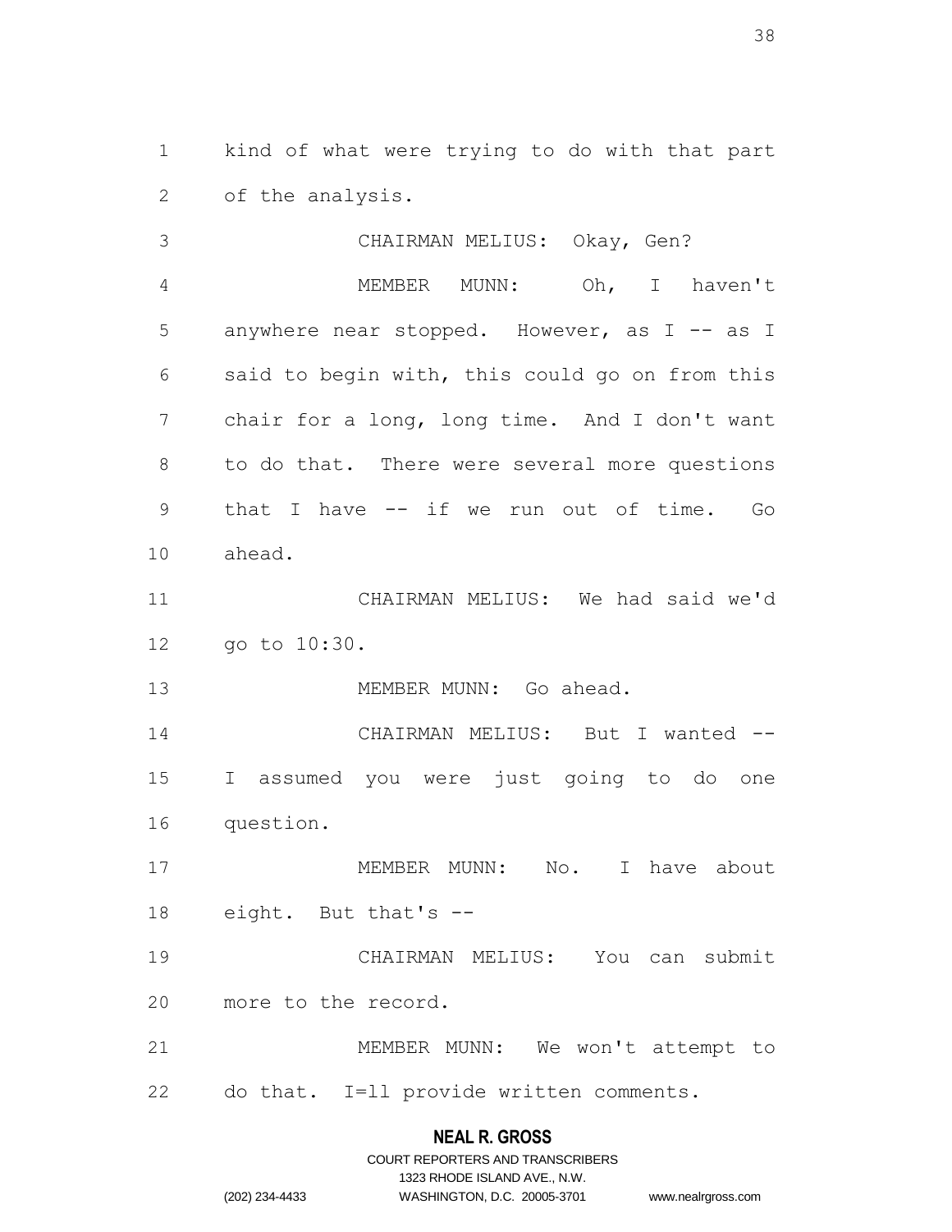kind of what were trying to do with that part of the analysis.

CHAIRMAN MELIUS: Okay, Gen?

MEMBER MUNN: Oh, I haven't anywhere near stopped. However, as I -- as I said to begin with, this could go on from this chair for a long, long time. And I don't want to do that. There were several more questions that I have -- if we run out of time. Go ahead.

CHAIRMAN MELIUS: We had said we'd go to 10:30.

MEMBER MUNN: Go ahead.

CHAIRMAN MELIUS: But I wanted -- I assumed you were just going to do one question.

MEMBER MUNN: No. I have about eight. But that's --

CHAIRMAN MELIUS: You can submit more to the record.

MEMBER MUNN: We won't attempt to do that. I=ll provide written comments.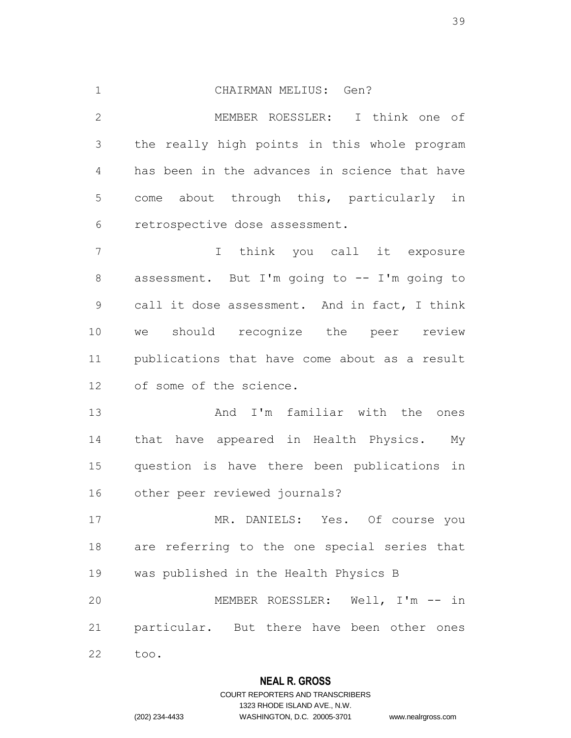CHAIRMAN MELIUS: Gen?

MEMBER ROESSLER: I think one of the really high points in this whole program has been in the advances in science that have come about through this, particularly in retrospective dose assessment.

I think you call it exposure assessment. But I'm going to -- I'm going to call it dose assessment. And in fact, I think we should recognize the peer review publications that have come about as a result of some of the science.

And I'm familiar with the ones that have appeared in Health Physics. My question is have there been publications in other peer reviewed journals?

MR. DANIELS: Yes. Of course you are referring to the one special series that was published in the Health Physics B

MEMBER ROESSLER: Well, I'm -- in particular. But there have been other ones too.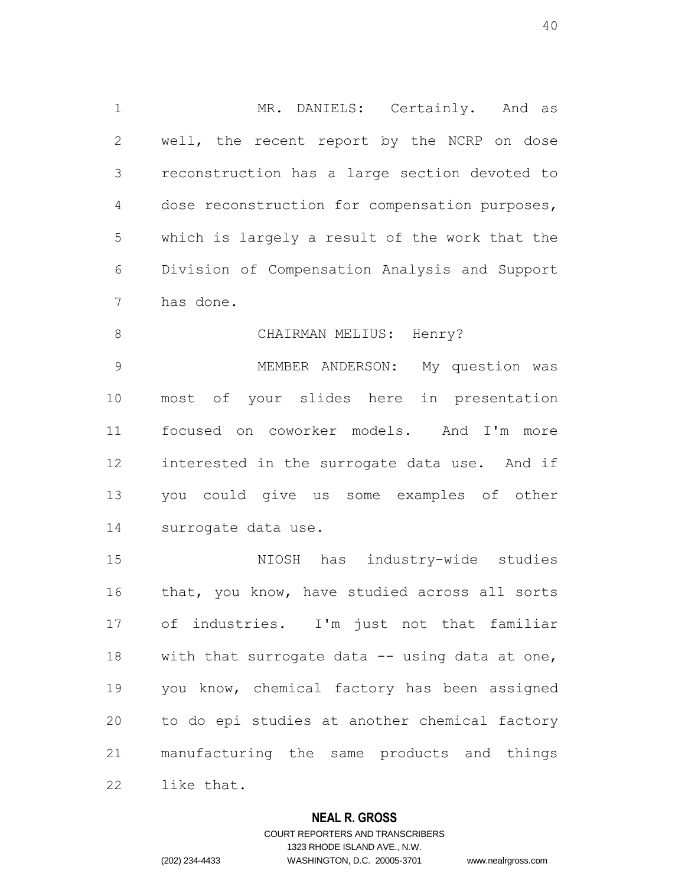MR. DANIELS: Certainly. And as well, the recent report by the NCRP on dose reconstruction has a large section devoted to dose reconstruction for compensation purposes, which is largely a result of the work that the Division of Compensation Analysis and Support has done.

CHAIRMAN MELIUS: Henry?

MEMBER ANDERSON: My question was most of your slides here in presentation focused on coworker models. And I'm more interested in the surrogate data use. And if you could give us some examples of other surrogate data use.

NIOSH has industry-wide studies that, you know, have studied across all sorts of industries. I'm just not that familiar with that surrogate data -- using data at one, you know, chemical factory has been assigned to do epi studies at another chemical factory manufacturing the same products and things like that.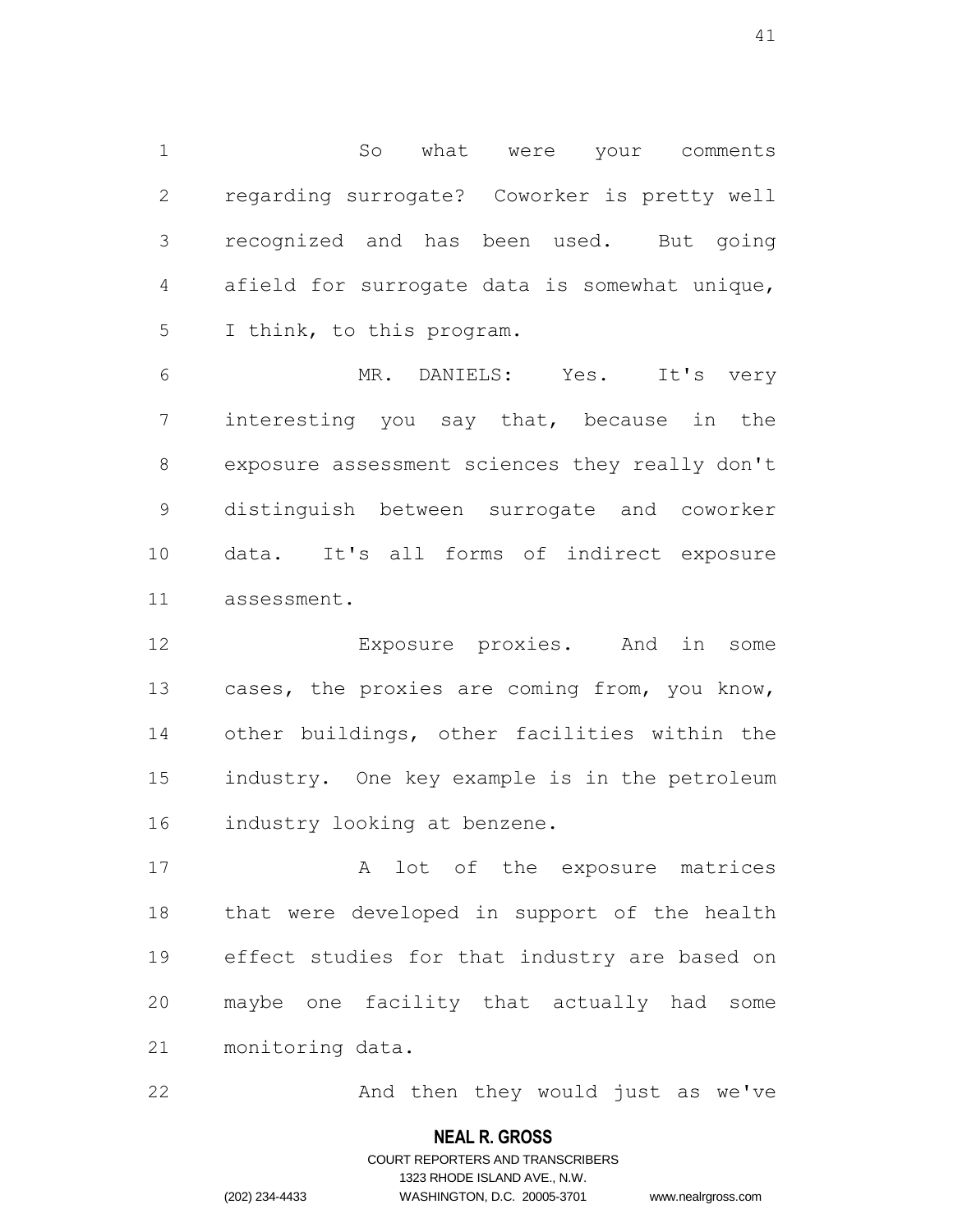So what were your comments regarding surrogate? Coworker is pretty well recognized and has been used. But going afield for surrogate data is somewhat unique, I think, to this program.

MR. DANIELS: Yes. It's very interesting you say that, because in the exposure assessment sciences they really don't distinguish between surrogate and coworker data. It's all forms of indirect exposure assessment.

Exposure proxies. And in some cases, the proxies are coming from, you know, other buildings, other facilities within the industry. One key example is in the petroleum industry looking at benzene.

A lot of the exposure matrices that were developed in support of the health effect studies for that industry are based on maybe one facility that actually had some monitoring data.

And then they would just as we've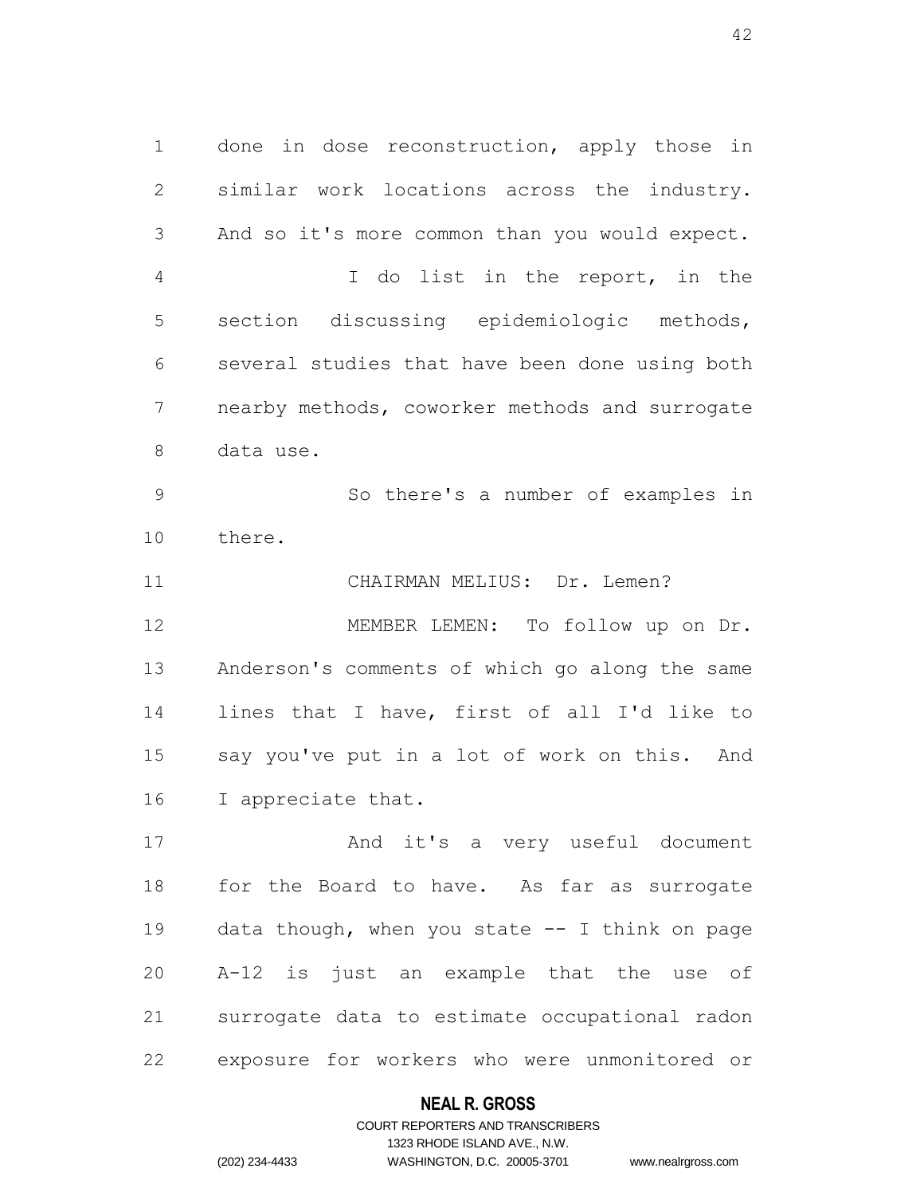done in dose reconstruction, apply those in similar work locations across the industry. And so it's more common than you would expect.

I do list in the report, in the section discussing epidemiologic methods, several studies that have been done using both nearby methods, coworker methods and surrogate data use.

So there's a number of examples in there.

CHAIRMAN MELIUS: Dr. Lemen?

MEMBER LEMEN: To follow up on Dr. Anderson's comments of which go along the same lines that I have, first of all I'd like to say you've put in a lot of work on this. And I appreciate that.

And it's a very useful document for the Board to have. As far as surrogate data though, when you state -- I think on page A-12 is just an example that the use of surrogate data to estimate occupational radon exposure for workers who were unmonitored or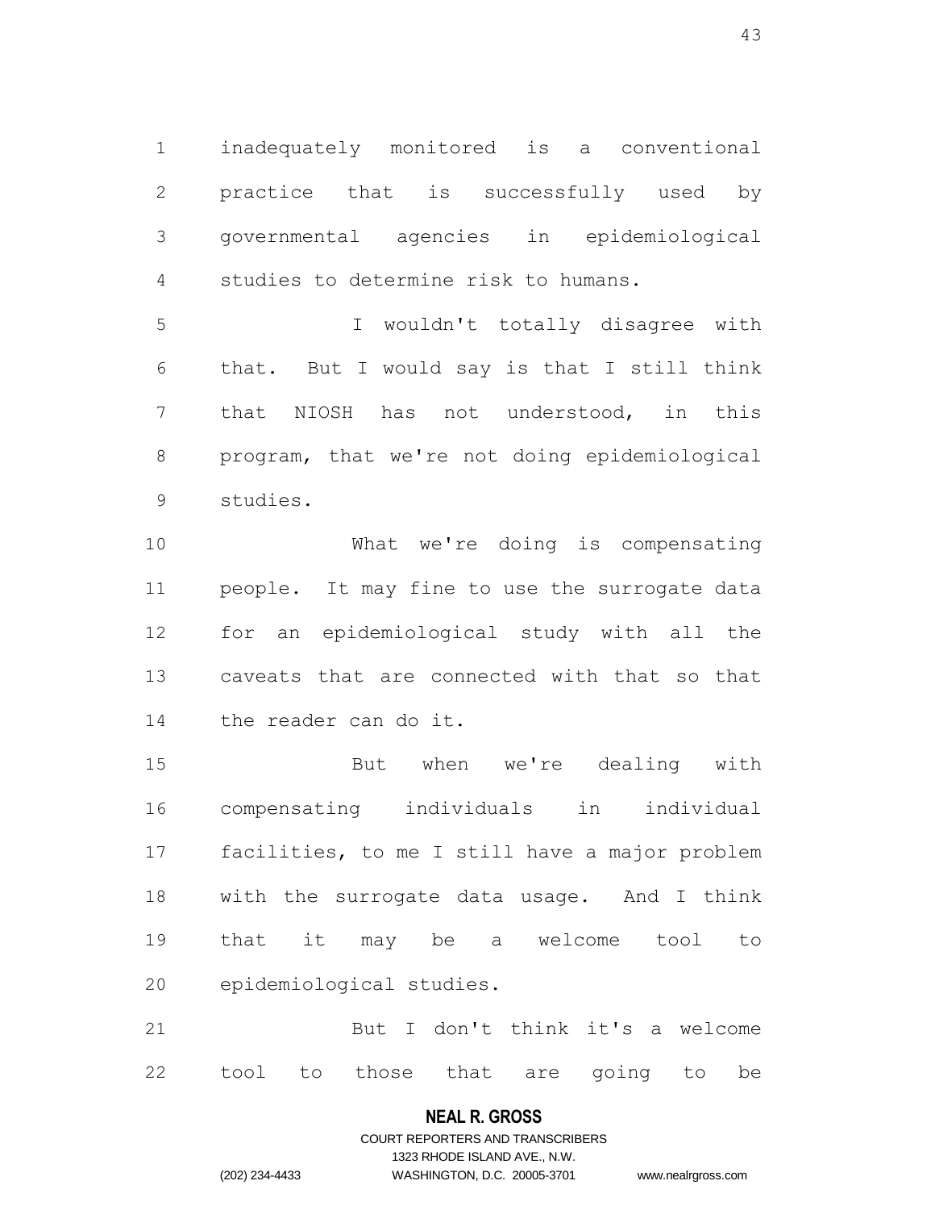inadequately monitored is a conventional practice that is successfully used by governmental agencies in epidemiological studies to determine risk to humans.

I wouldn't totally disagree with that. But I would say is that I still think that NIOSH has not understood, in this program, that we're not doing epidemiological studies.

What we're doing is compensating people. It may fine to use the surrogate data for an epidemiological study with all the caveats that are connected with that so that the reader can do it.

But when we're dealing with compensating individuals in individual facilities, to me I still have a major problem with the surrogate data usage. And I think that it may be a welcome tool to epidemiological studies.

But I don't think it's a welcome tool to those that are going to be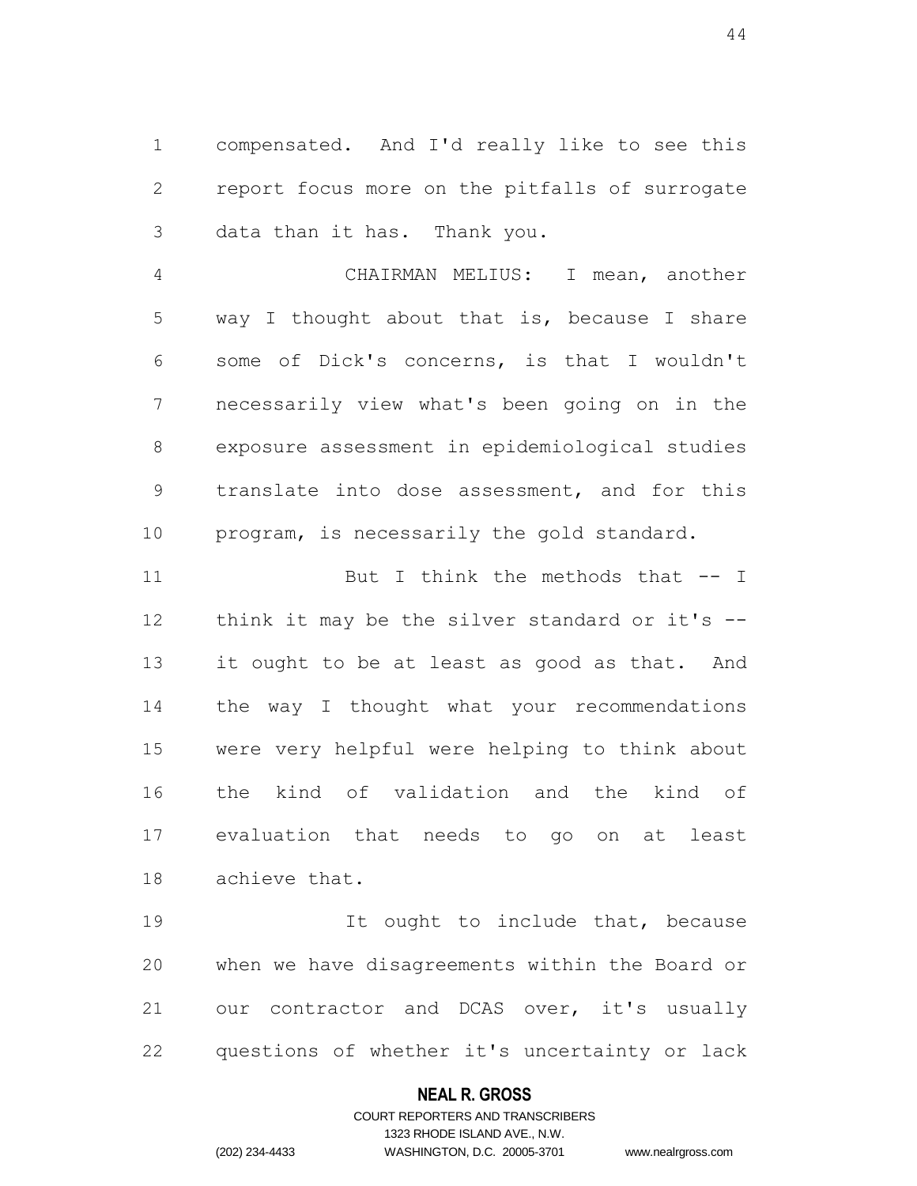compensated. And I'd really like to see this report focus more on the pitfalls of surrogate data than it has. Thank you.

CHAIRMAN MELIUS: I mean, another way I thought about that is, because I share some of Dick's concerns, is that I wouldn't necessarily view what's been going on in the exposure assessment in epidemiological studies translate into dose assessment, and for this program, is necessarily the gold standard.

But I think the methods that -- I think it may be the silver standard or it's -- it ought to be at least as good as that. And the way I thought what your recommendations were very helpful were helping to think about the kind of validation and the kind of evaluation that needs to go on at least achieve that.

It ought to include that, because when we have disagreements within the Board or our contractor and DCAS over, it's usually questions of whether it's uncertainty or lack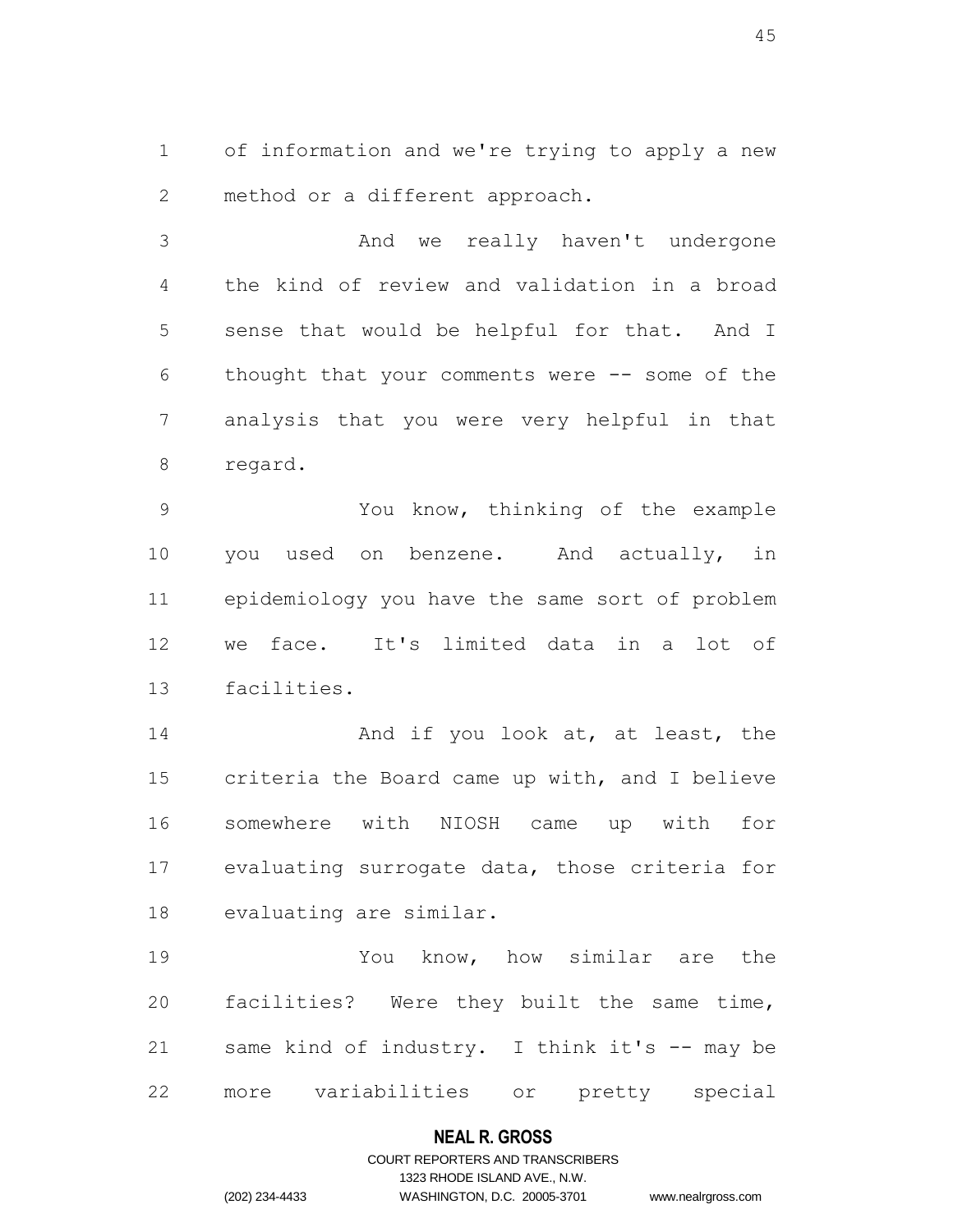of information and we're trying to apply a new method or a different approach.

And we really haven't undergone the kind of review and validation in a broad sense that would be helpful for that. And I thought that your comments were -- some of the analysis that you were very helpful in that regard.

You know, thinking of the example you used on benzene. And actually, in epidemiology you have the same sort of problem we face. It's limited data in a lot of facilities.

And if you look at, at least, the criteria the Board came up with, and I believe somewhere with NIOSH came up with for evaluating surrogate data, those criteria for evaluating are similar.

You know, how similar are the facilities? Were they built the same time, same kind of industry. I think it's -- may be more variabilities or pretty special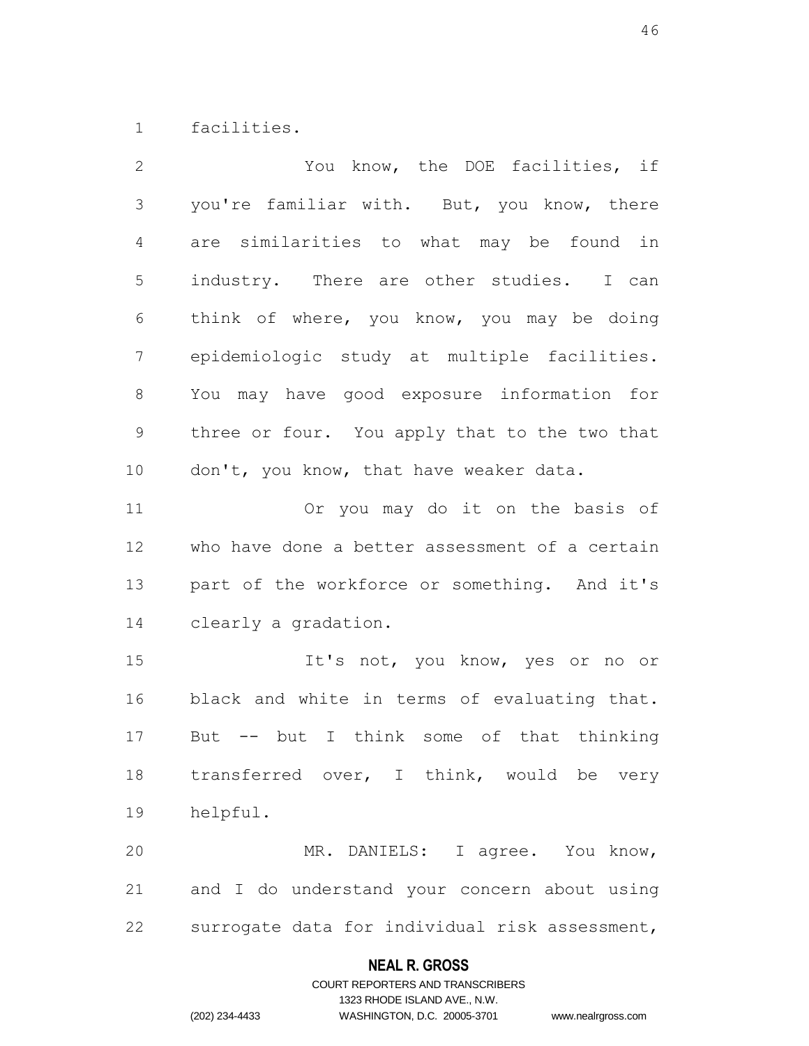facilities.

You know, the DOE facilities, if you're familiar with. But, you know, there are similarities to what may be found in industry. There are other studies. I can think of where, you know, you may be doing epidemiologic study at multiple facilities. You may have good exposure information for three or four. You apply that to the two that don't, you know, that have weaker data.

Or you may do it on the basis of who have done a better assessment of a certain part of the workforce or something. And it's clearly a gradation.

It's not, you know, yes or no or black and white in terms of evaluating that. But -- but I think some of that thinking transferred over, I think, would be very helpful.

MR. DANIELS: I agree. You know, and I do understand your concern about using surrogate data for individual risk assessment,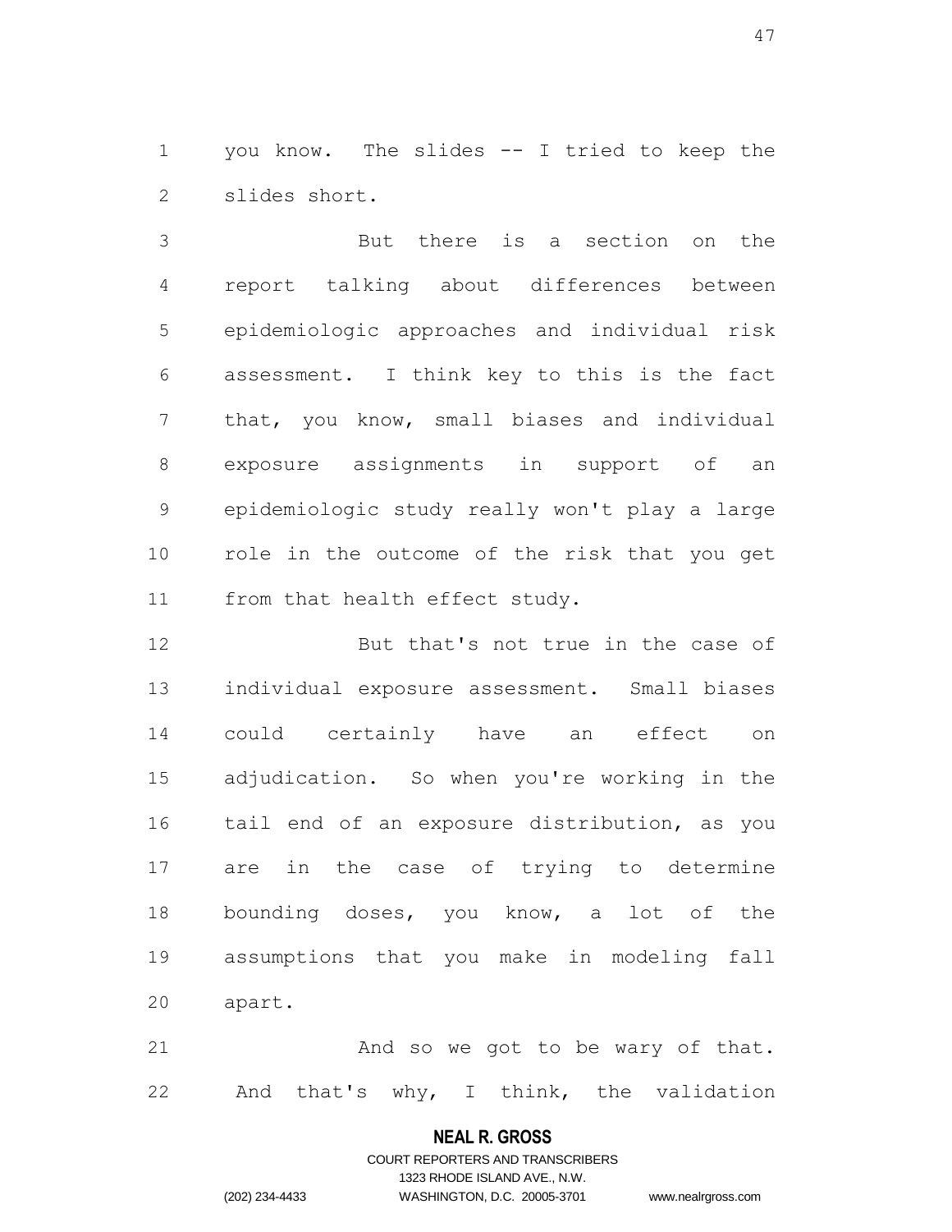you know. The slides -- I tried to keep the slides short.

But there is a section on the report talking about differences between epidemiologic approaches and individual risk assessment. I think key to this is the fact that, you know, small biases and individual exposure assignments in support of an epidemiologic study really won't play a large role in the outcome of the risk that you get from that health effect study.

But that's not true in the case of individual exposure assessment. Small biases could certainly have an effect on adjudication. So when you're working in the tail end of an exposure distribution, as you are in the case of trying to determine bounding doses, you know, a lot of the assumptions that you make in modeling fall apart.

And so we got to be wary of that. And that's why, I think, the validation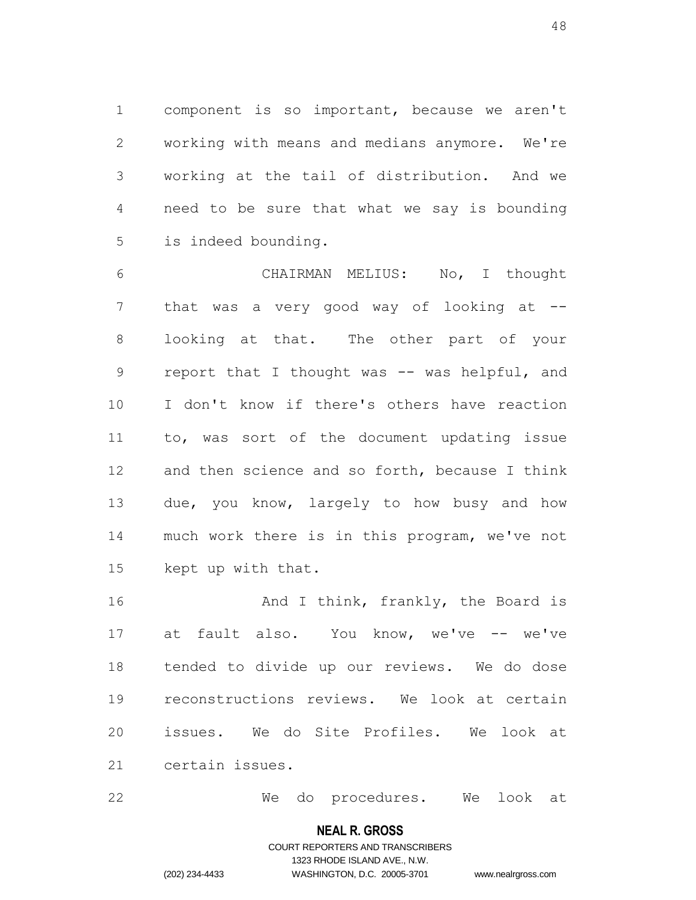component is so important, because we aren't working with means and medians anymore. We're working at the tail of distribution. And we need to be sure that what we say is bounding is indeed bounding.

CHAIRMAN MELIUS: No, I thought that was a very good way of looking at -- looking at that. The other part of your report that I thought was -- was helpful, and I don't know if there's others have reaction to, was sort of the document updating issue and then science and so forth, because I think due, you know, largely to how busy and how much work there is in this program, we've not kept up with that.

And I think, frankly, the Board is at fault also. You know, we've -- we've tended to divide up our reviews. We do dose reconstructions reviews. We look at certain issues. We do Site Profiles. We look at certain issues.

We do procedures. We look at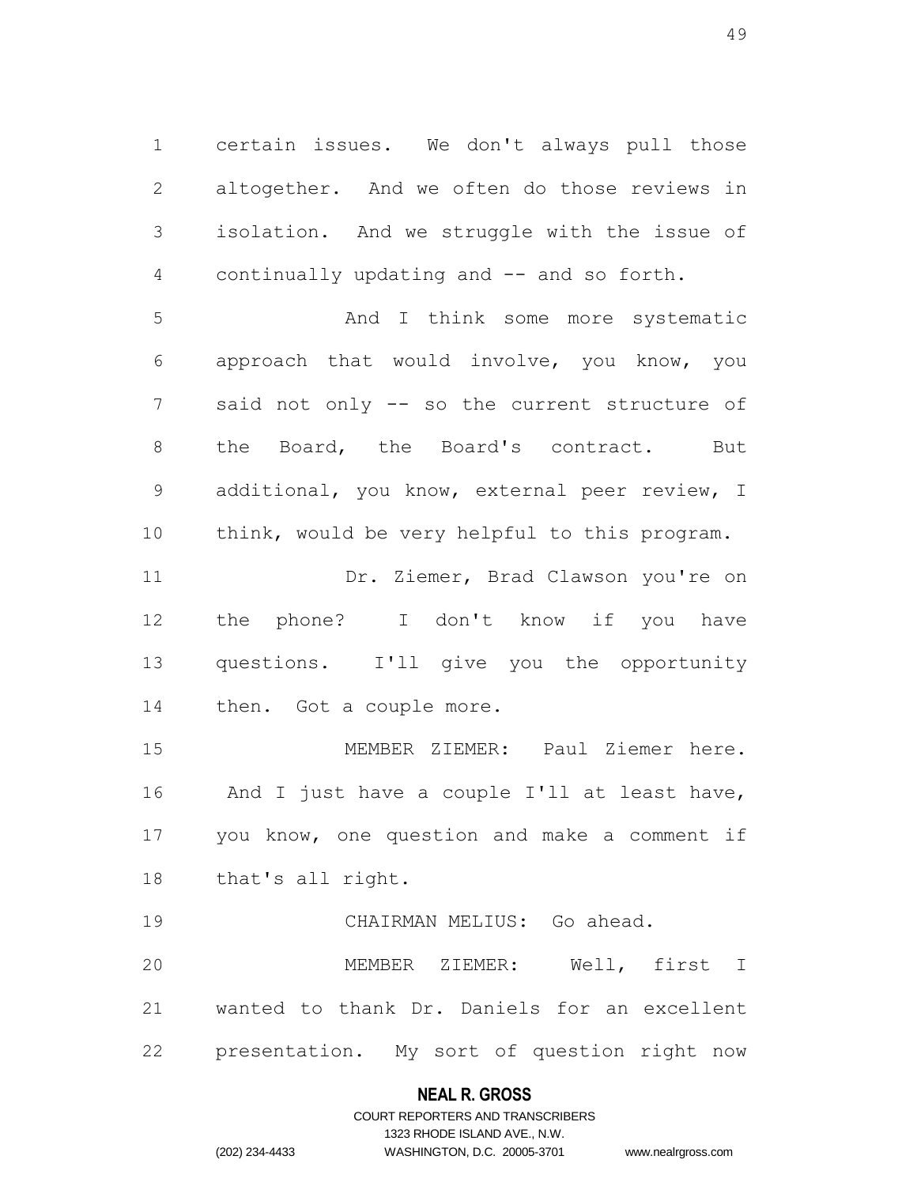certain issues. We don't always pull those altogether. And we often do those reviews in isolation. And we struggle with the issue of continually updating and -- and so forth.

And I think some more systematic approach that would involve, you know, you said not only -- so the current structure of the Board, the Board's contract. But additional, you know, external peer review, I think, would be very helpful to this program.

Dr. Ziemer, Brad Clawson you're on the phone? I don't know if you have questions. I'll give you the opportunity then. Got a couple more.

MEMBER ZIEMER: Paul Ziemer here. And I just have a couple I'll at least have, you know, one question and make a comment if that's all right.

CHAIRMAN MELIUS: Go ahead.

MEMBER ZIEMER: Well, first I wanted to thank Dr. Daniels for an excellent presentation. My sort of question right now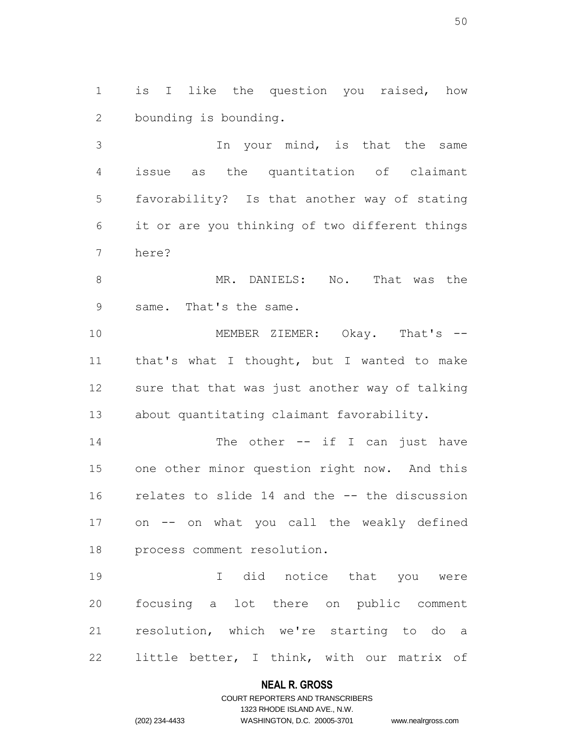is I like the question you raised, how bounding is bounding.

In your mind, is that the same issue as the quantitation of claimant favorability? Is that another way of stating it or are you thinking of two different things here?

MR. DANIELS: No. That was the same. That's the same.

MEMBER ZIEMER: Okay. That's -- that's what I thought, but I wanted to make sure that that was just another way of talking about quantitating claimant favorability.

The other -- if I can just have one other minor question right now. And this relates to slide 14 and the -- the discussion on -- on what you call the weakly defined process comment resolution.

I did notice that you were focusing a lot there on public comment resolution, which we're starting to do a little better, I think, with our matrix of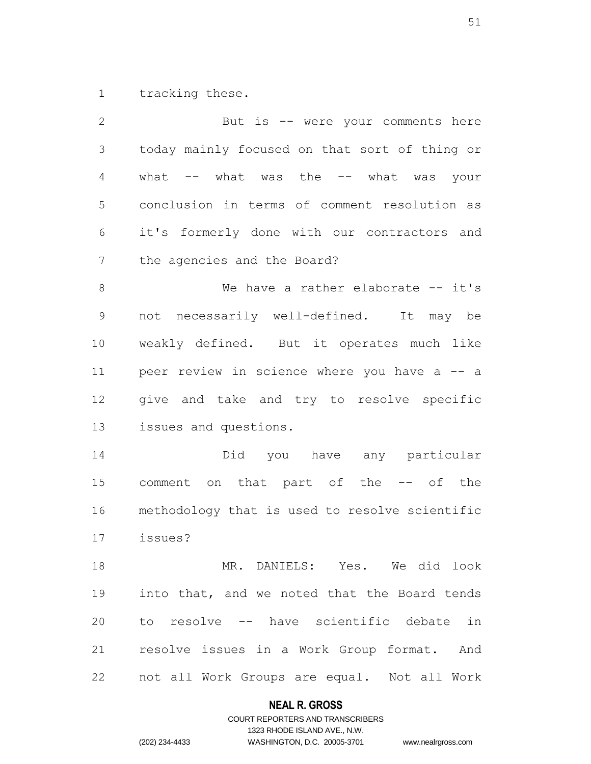tracking these.

But is -- were your comments here today mainly focused on that sort of thing or what -- what was the -- what was your conclusion in terms of comment resolution as it's formerly done with our contractors and the agencies and the Board?

We have a rather elaborate -- it's not necessarily well-defined. It may be weakly defined. But it operates much like peer review in science where you have a -- a give and take and try to resolve specific issues and questions.

Did you have any particular comment on that part of the -- of the methodology that is used to resolve scientific issues?

MR. DANIELS: Yes. We did look into that, and we noted that the Board tends to resolve -- have scientific debate in resolve issues in a Work Group format. And not all Work Groups are equal. Not all Work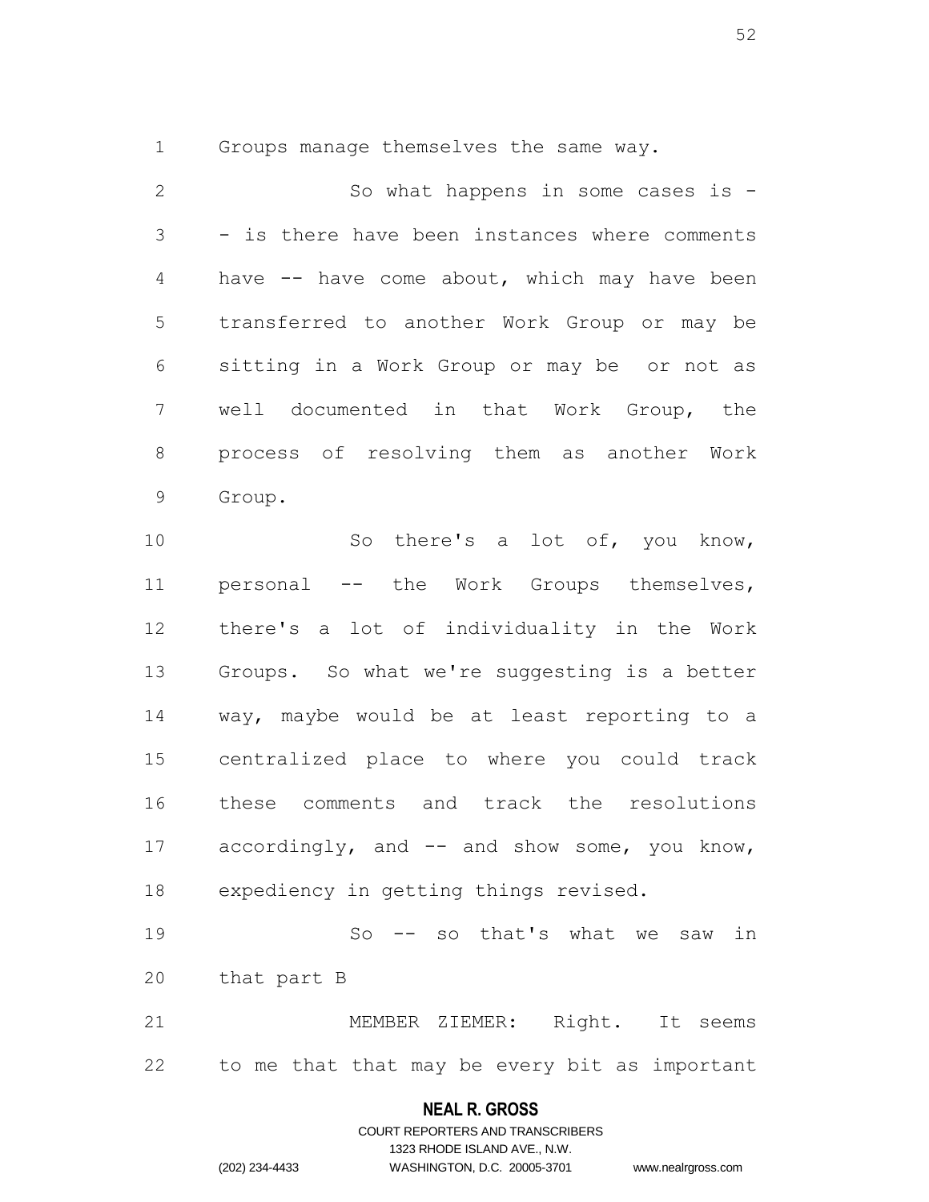1 Groups manage themselves the same way.

2 So what happens in some cases is -
3 - is there have been instances where comments
4 have -- have come about, which may have been
5 transferred to another Work Group or may be
6 sitting in a Work Group or may be or not as
7 well documented in that Work Group, the
8 process of resolving them as another Work
9 Group.

10 So there's a lot of, you know,
11 personal -- the Work Groups themselves,
12 there's a lot of individuality in the Work
13 Groups. So what we're suggesting is a better
14 way, maybe would be at least reporting to a
15 centralized place to where you could track
16 these comments and track the resolutions
17 accordingly, and -- and show some, you know,
18 expediency in getting things revised.

19 So -- so that's what we saw in
20 that part B

21 MEMBER ZIEMER: Right. It seems
22 to me that that may be every bit as important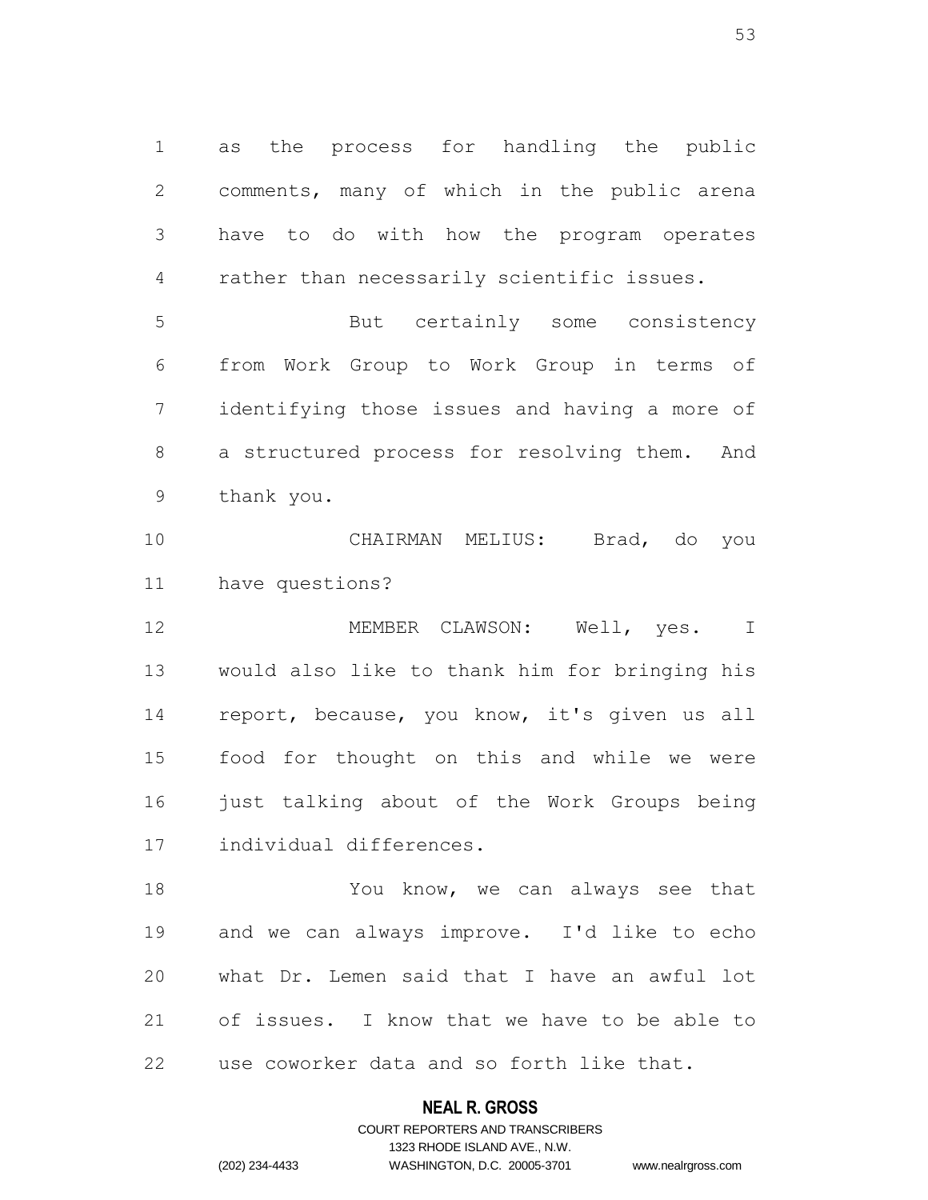as the process for handling the public comments, many of which in the public arena have to do with how the program operates rather than necessarily scientific issues.

But certainly some consistency from Work Group to Work Group in terms of identifying those issues and having a more of a structured process for resolving them. And thank you.

CHAIRMAN MELIUS: Brad, do you have questions?

MEMBER CLAWSON: Well, yes. I would also like to thank him for bringing his report, because, you know, it's given us all food for thought on this and while we were just talking about of the Work Groups being individual differences.

You know, we can always see that and we can always improve. I'd like to echo what Dr. Lemen said that I have an awful lot of issues. I know that we have to be able to use coworker data and so forth like that.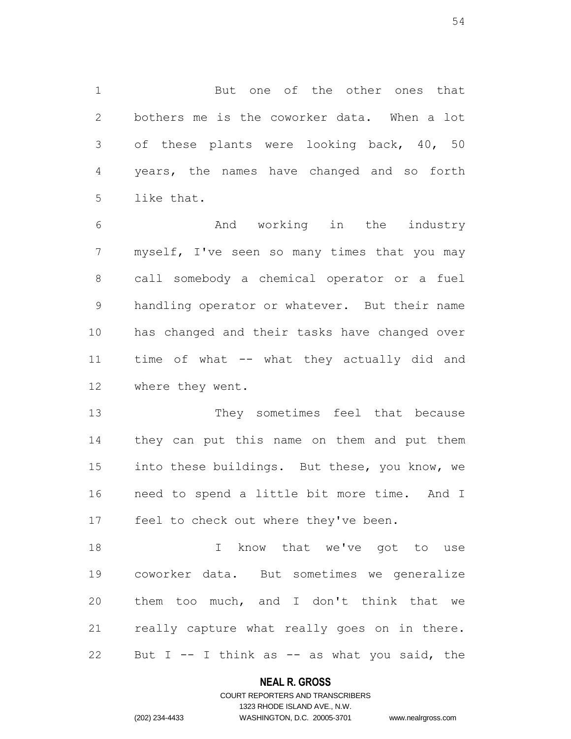But one of the other ones that bothers me is the coworker data. When a lot of these plants were looking back, 40, 50 years, the names have changed and so forth like that.

And working in the industry myself, I've seen so many times that you may call somebody a chemical operator or a fuel handling operator or whatever. But their name has changed and their tasks have changed over time of what -- what they actually did and where they went.

They sometimes feel that because they can put this name on them and put them into these buildings. But these, you know, we need to spend a little bit more time. And I feel to check out where they've been.

I know that we've got to use coworker data. But sometimes we generalize them too much, and I don't think that we really capture what really goes on in there. But I -- I think as -- as what you said, the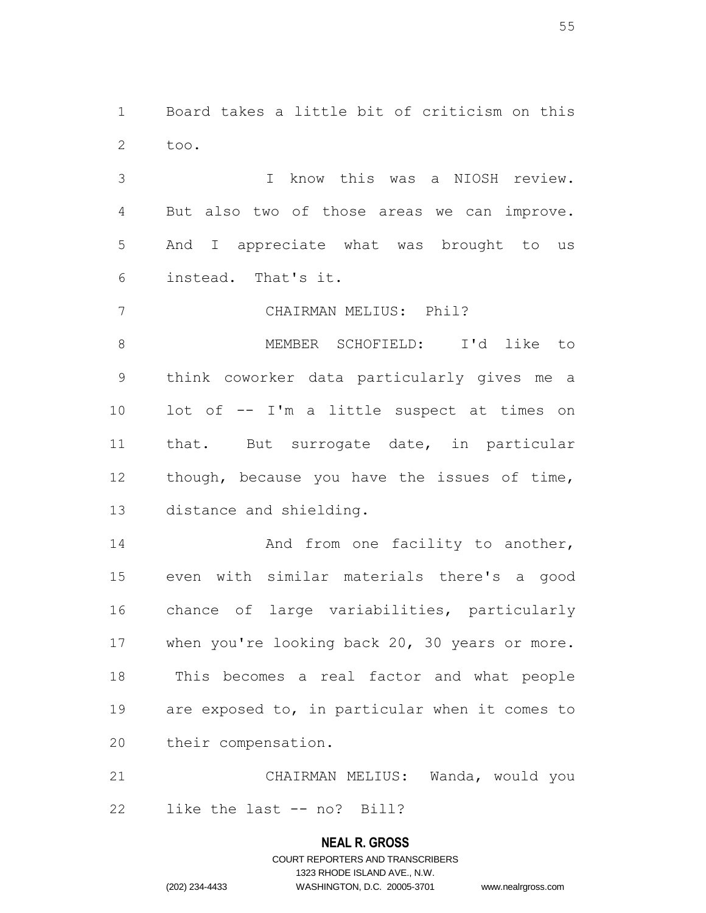Board takes a little bit of criticism on this too.

I know this was a NIOSH review. But also two of those areas we can improve. And I appreciate what was brought to us instead. That's it.

CHAIRMAN MELIUS: Phil?

MEMBER SCHOFIELD: I'd like to think coworker data particularly gives me a lot of -- I'm a little suspect at times on that. But surrogate date, in particular though, because you have the issues of time, distance and shielding.

And from one facility to another, even with similar materials there's a good chance of large variabilities, particularly when you're looking back 20, 30 years or more. This becomes a real factor and what people are exposed to, in particular when it comes to their compensation.

CHAIRMAN MELIUS: Wanda, would you like the last -- no? Bill?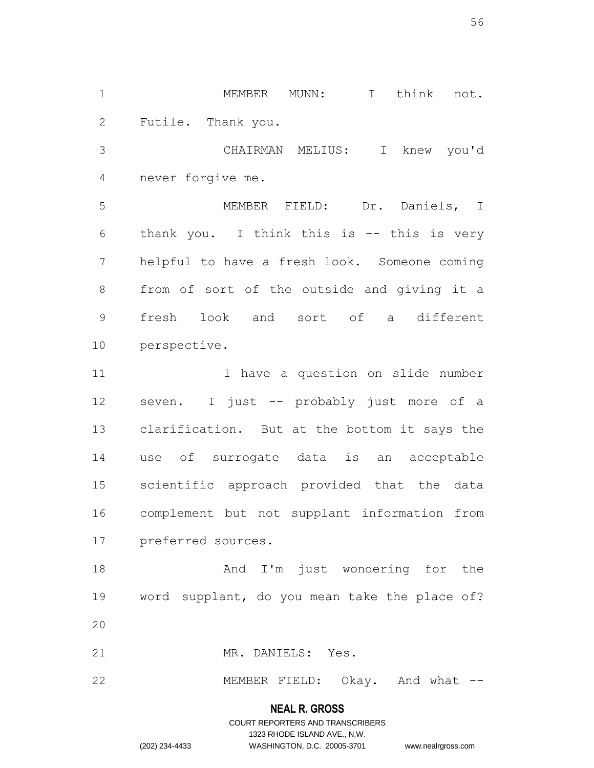MEMBER MUNN: I think not. Futile. Thank you.

CHAIRMAN MELIUS: I knew you'd never forgive me.

MEMBER FIELD: Dr. Daniels, I thank you. I think this is -- this is very helpful to have a fresh look. Someone coming from of sort of the outside and giving it a fresh look and sort of a different perspective.

I have a question on slide number seven. I just -- probably just more of a clarification. But at the bottom it says the use of surrogate data is an acceptable scientific approach provided that the data complement but not supplant information from preferred sources.

And I'm just wondering for the word supplant, do you mean take the place of?

MR. DANIELS: Yes.

MEMBER FIELD: Okay. And what --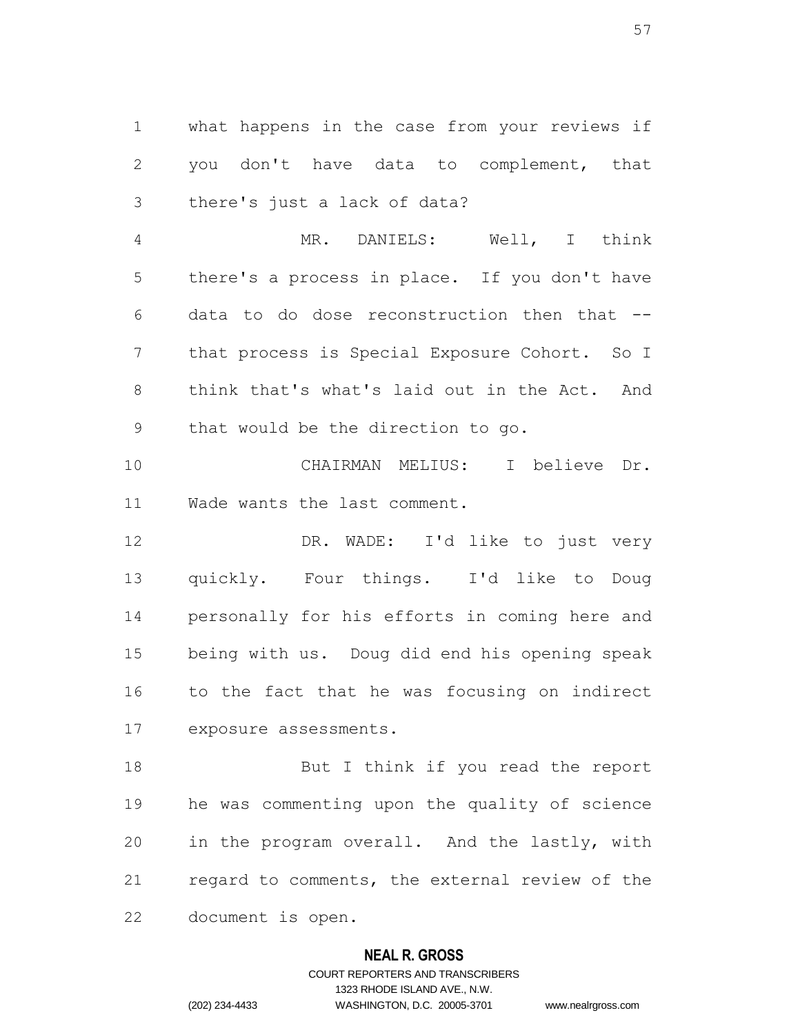what happens in the case from your reviews if you don't have data to complement, that there's just a lack of data?

MR. DANIELS: Well, I think there's a process in place. If you don't have data to do dose reconstruction then that -- that process is Special Exposure Cohort. So I think that's what's laid out in the Act. And that would be the direction to go.

CHAIRMAN MELIUS: I believe Dr. Wade wants the last comment.

DR. WADE: I'd like to just very quickly. Four things. I'd like to Doug personally for his efforts in coming here and being with us. Doug did end his opening speak to the fact that he was focusing on indirect exposure assessments.

But I think if you read the report he was commenting upon the quality of science in the program overall. And the lastly, with regard to comments, the external review of the document is open.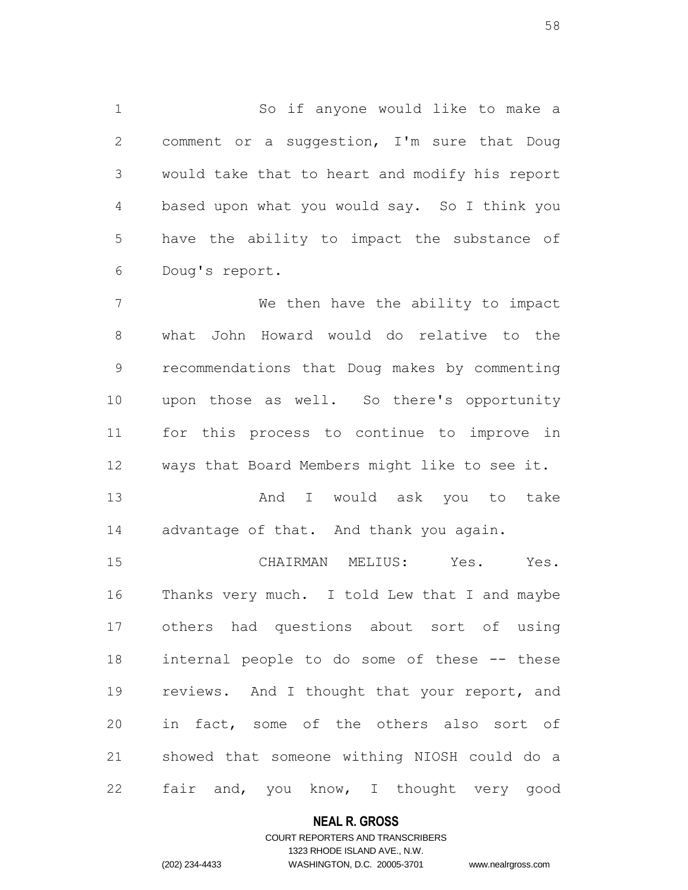So if anyone would like to make a comment or a suggestion, I'm sure that Doug would take that to heart and modify his report based upon what you would say. So I think you have the ability to impact the substance of Doug's report.

We then have the ability to impact what John Howard would do relative to the recommendations that Doug makes by commenting upon those as well. So there's opportunity for this process to continue to improve in ways that Board Members might like to see it.

And I would ask you to take advantage of that. And thank you again.

CHAIRMAN MELIUS: Yes. Yes. Thanks very much. I told Lew that I and maybe others had questions about sort of using internal people to do some of these -- these reviews. And I thought that your report, and in fact, some of the others also sort of showed that someone withing NIOSH could do a fair and, you know, I thought very good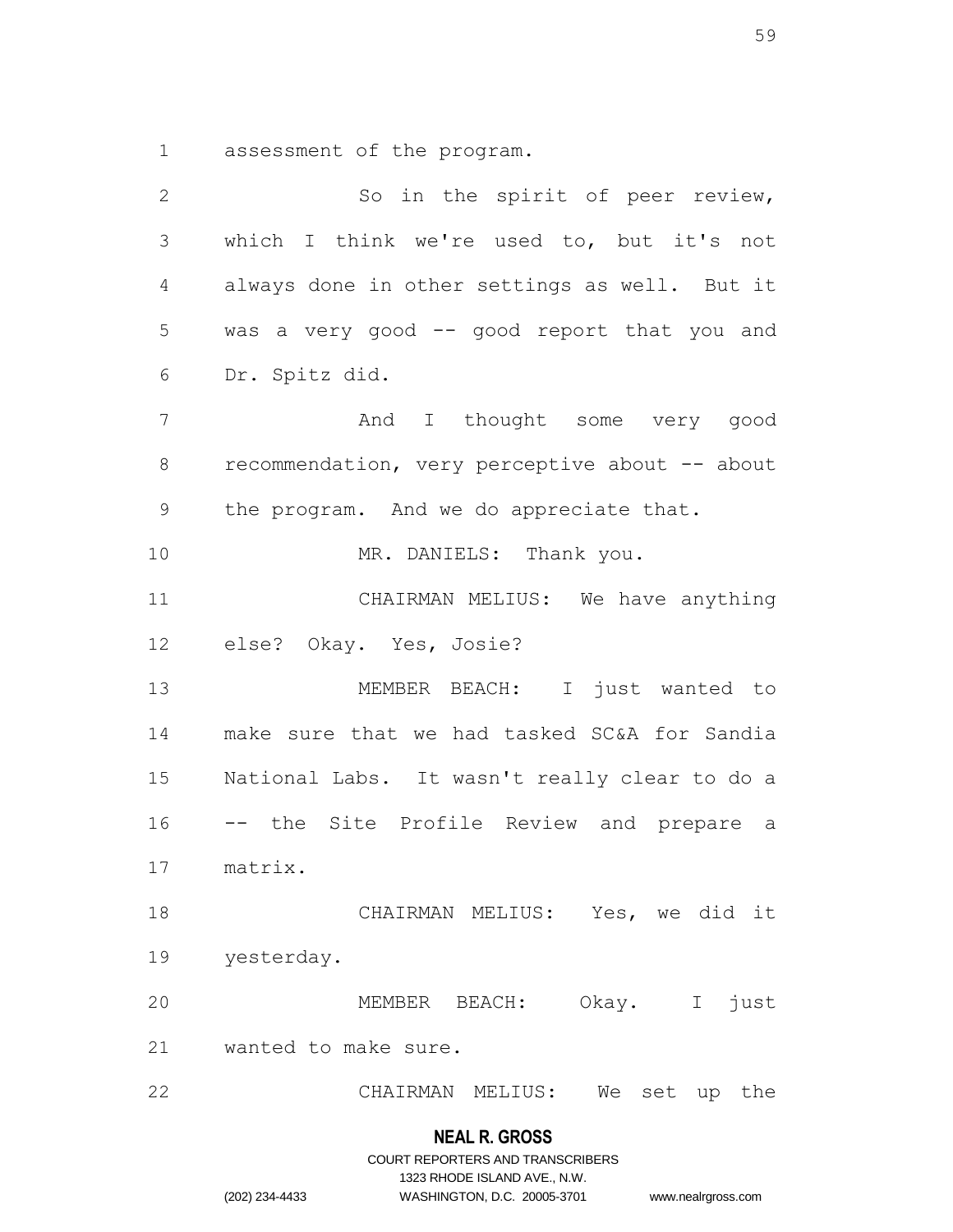assessment of the program.

So in the spirit of peer review, which I think we're used to, but it's not always done in other settings as well. But it was a very good -- good report that you and Dr. Spitz did.

And I thought some very good recommendation, very perceptive about -- about the program. And we do appreciate that.

MR. DANIELS: Thank you.

CHAIRMAN MELIUS: We have anything else? Okay. Yes, Josie?

MEMBER BEACH: I just wanted to make sure that we had tasked SC&A for Sandia National Labs. It wasn't really clear to do a -- the Site Profile Review and prepare a matrix.

CHAIRMAN MELIUS: Yes, we did it yesterday.

MEMBER BEACH: Okay. I just wanted to make sure.

CHAIRMAN MELIUS: We set up the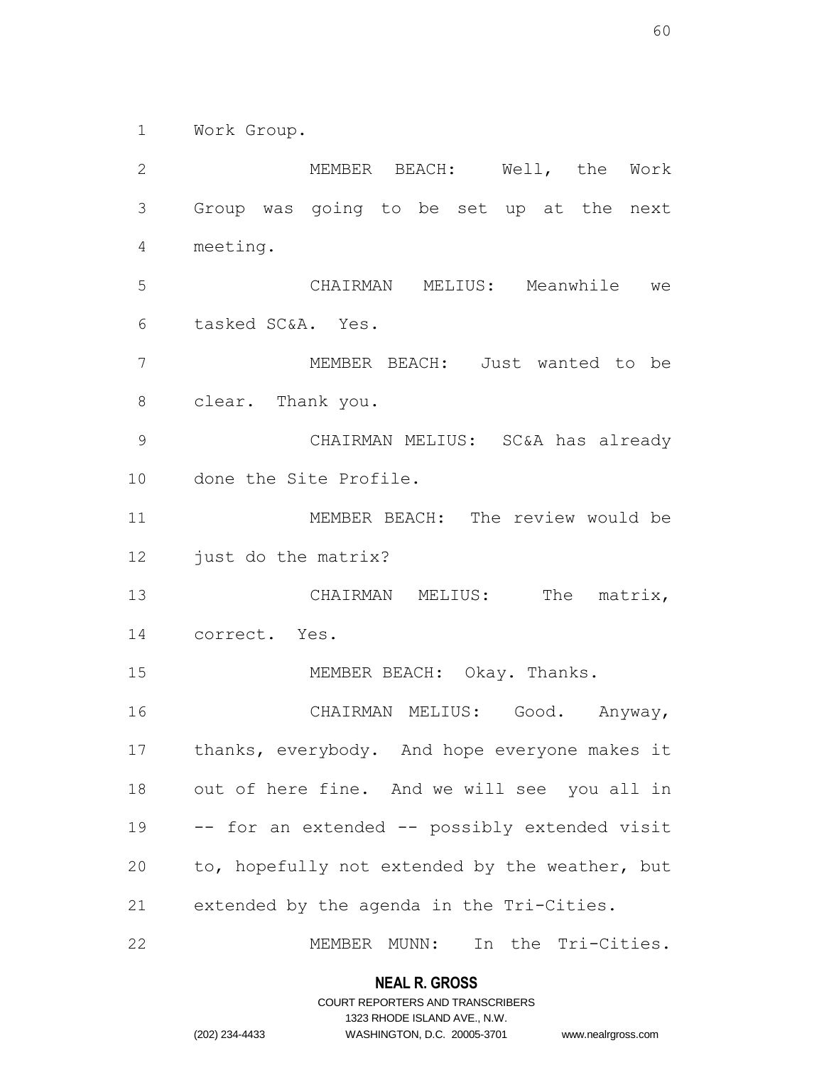Work Group.

MEMBER BEACH: Well, the Work Group was going to be set up at the next meeting.

CHAIRMAN MELIUS: Meanwhile we tasked SC&A. Yes.

MEMBER BEACH: Just wanted to be clear. Thank you.

CHAIRMAN MELIUS: SC&A has already done the Site Profile.

MEMBER BEACH: The review would be just do the matrix?

CHAIRMAN MELIUS: The matrix, correct. Yes.

MEMBER BEACH: Okay. Thanks.

CHAIRMAN MELIUS: Good. Anyway, thanks, everybody. And hope everyone makes it out of here fine. And we will see you all in -- for an extended -- possibly extended visit to, hopefully not extended by the weather, but extended by the agenda in the Tri-Cities.

MEMBER MUNN: In the Tri-Cities.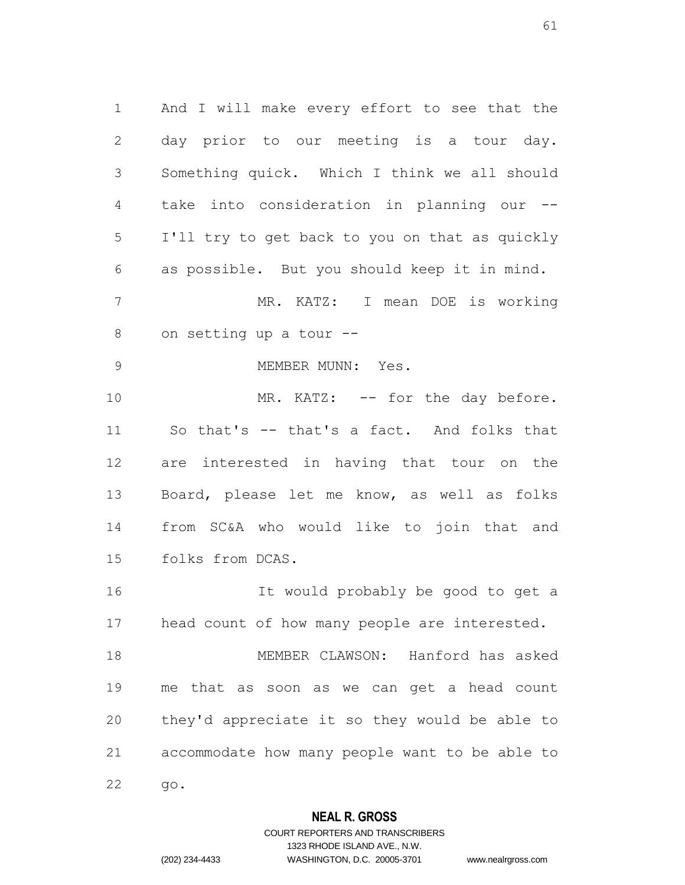And I will make every effort to see that the day prior to our meeting is a tour day. Something quick. Which I think we all should take into consideration in planning our -- I'll try to get back to you on that as quickly as possible. But you should keep it in mind.

MR. KATZ: I mean DOE is working on setting up a tour --

MEMBER MUNN: Yes.

MR. KATZ: -- for the day before. So that's -- that's a fact. And folks that are interested in having that tour on the Board, please let me know, as well as folks from SC&A who would like to join that and folks from DCAS.

It would probably be good to get a head count of how many people are interested.

MEMBER CLAWSON: Hanford has asked me that as soon as we can get a head count they'd appreciate it so they would be able to accommodate how many people want to be able to go.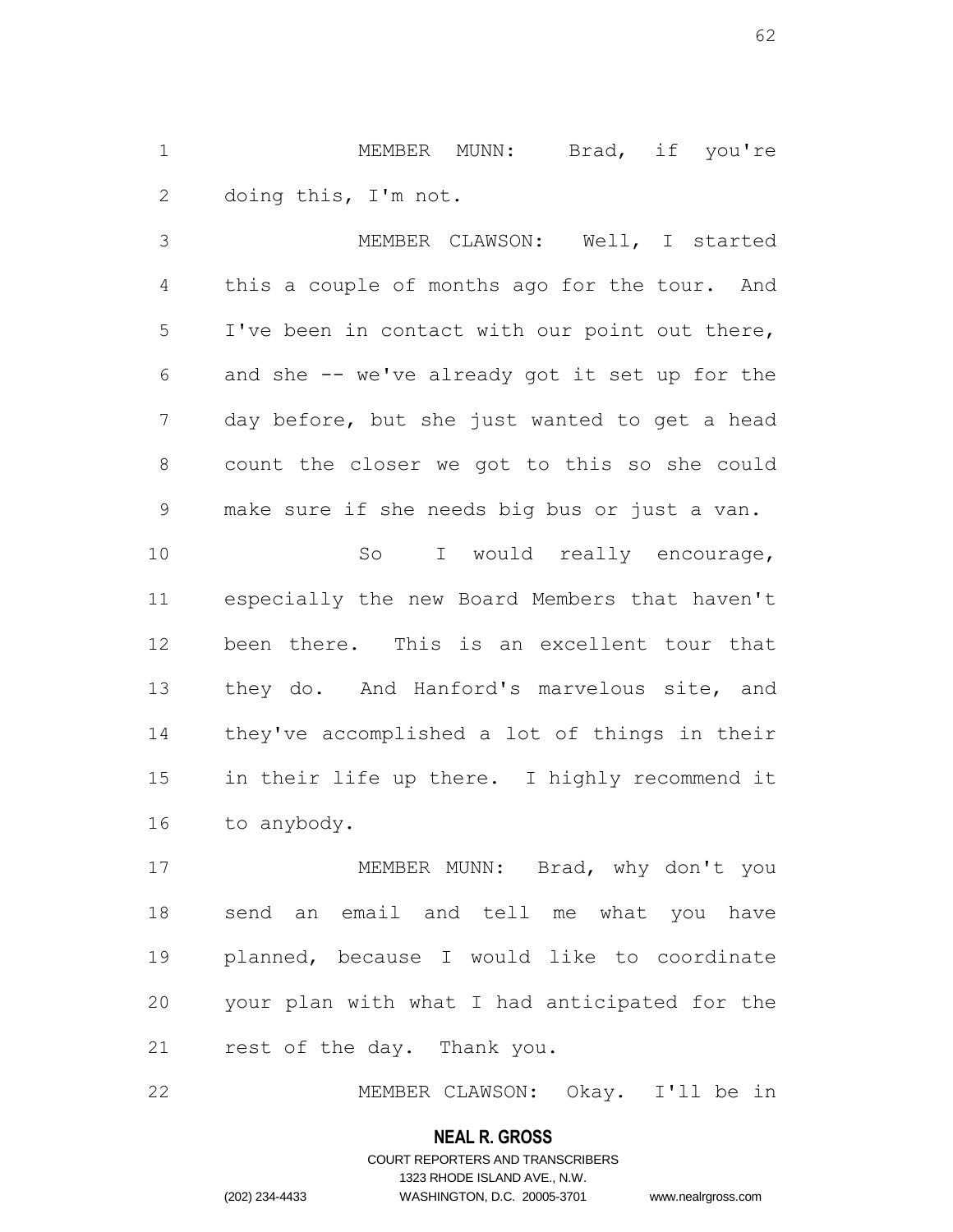MEMBER MUNN: Brad, if you're doing this, I'm not.

MEMBER CLAWSON: Well, I started this a couple of months ago for the tour. And I've been in contact with our point out there, and she -- we've already got it set up for the day before, but she just wanted to get a head count the closer we got to this so she could make sure if she needs big bus or just a van.

So I would really encourage, especially the new Board Members that haven't been there. This is an excellent tour that they do. And Hanford's marvelous site, and they've accomplished a lot of things in their in their life up there. I highly recommend it to anybody.

MEMBER MUNN: Brad, why don't you send an email and tell me what you have planned, because I would like to coordinate your plan with what I had anticipated for the rest of the day. Thank you.

MEMBER CLAWSON: Okay. I'll be in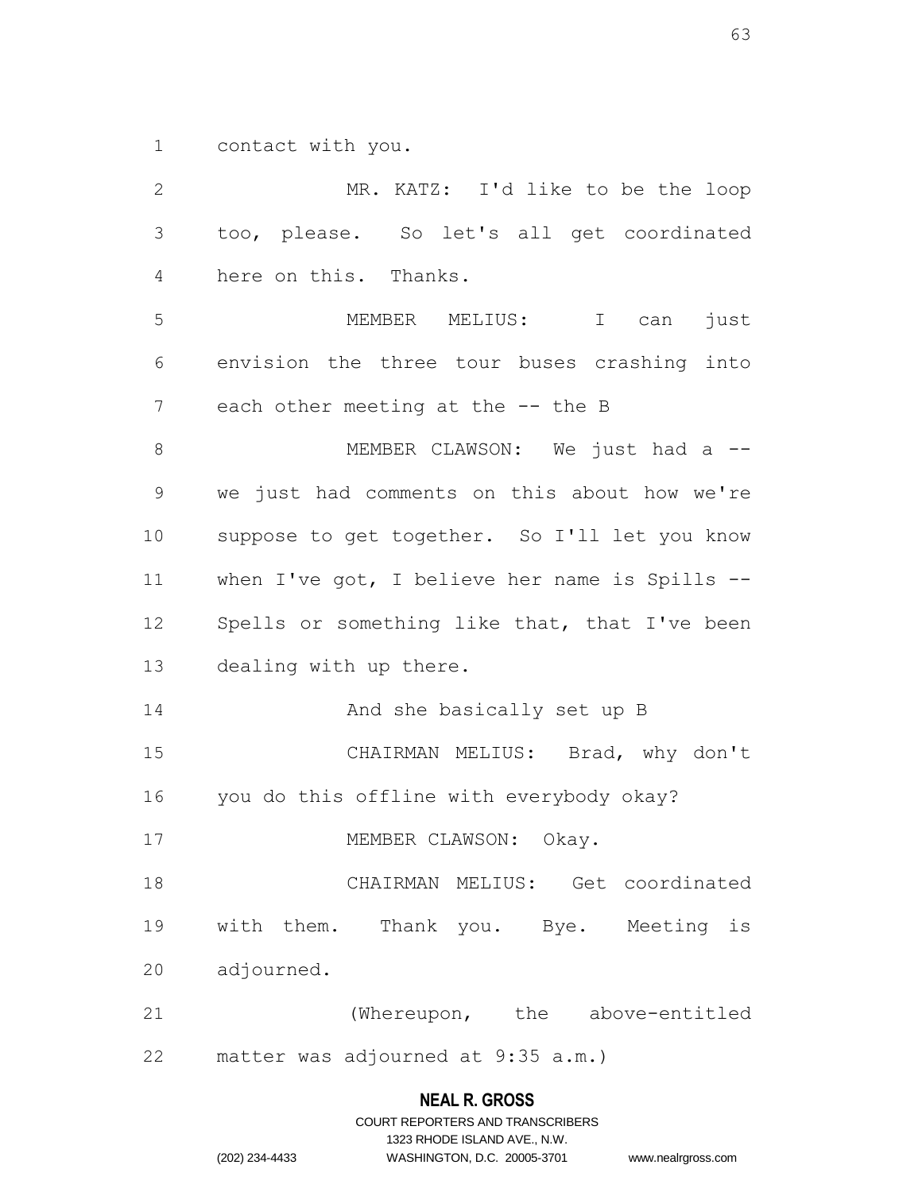contact with you.

MR. KATZ: I'd like to be the loop too, please. So let's all get coordinated here on this. Thanks.

MEMBER MELIUS: I can just envision the three tour buses crashing into each other meeting at the -- the B

MEMBER CLAWSON: We just had a -- we just had comments on this about how we're suppose to get together. So I'll let you know when I've got, I believe her name is Spills -- Spells or something like that, that I've been dealing with up there.

And she basically set up B

CHAIRMAN MELIUS: Brad, why don't you do this offline with everybody okay?

MEMBER CLAWSON: Okay.

CHAIRMAN MELIUS: Get coordinated with them. Thank you. Bye. Meeting is adjourned.

(Whereupon, the above-entitled matter was adjourned at 9:35 a.m.)